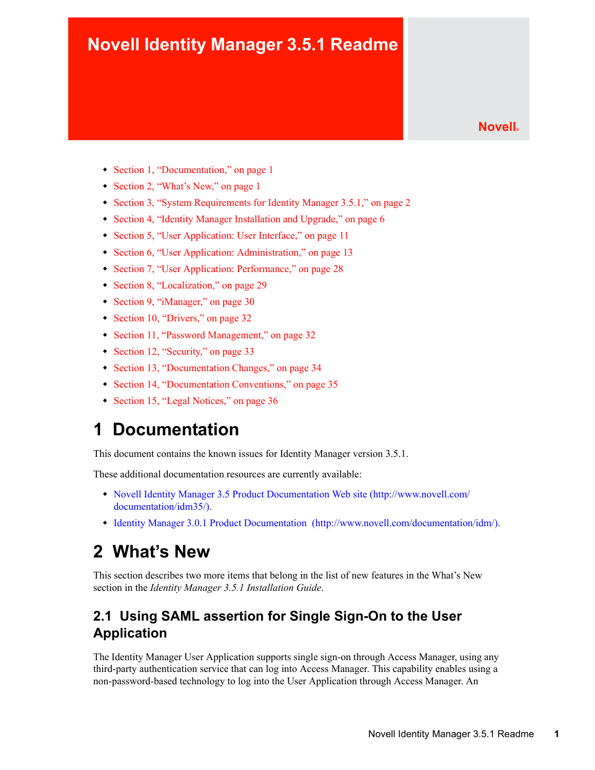# Novell Identity Manager 3.5.1 Readme

Novell®

- Section 1, "Documentation," on page 1
- Section 2, "What's New," on page 1
- Section 3, "System Requirements for Identity Manager 3.5.1," on page 2
- Section 4, "Identity Manager Installation and Upgrade," on page 6
- Section 5, "User Application: User Interface," on page 11
- Section 6, "User Application: Administration," on page 13
- Section 7, "User Application: Performance," on page 28
- Section 8, "Localization," on page 29
- Section 9, "iManager," on page 30
- Section 10, "Drivers," on page 32
- Section 11, "Password Management," on page 32
- Section 12, "Security," on page 33
- Section 13, "Documentation Changes," on page 34
- Section 14, "Documentation Conventions," on page 35
- Section 15, "Legal Notices," on page 36

## 1 Documentation

This document contains the known issues for Identity Manager version 3.5.1.

These additional documentation resources are currently available:

- Novell Identity Manager 3.5 Product Documentation Web site (http://www.novell.com/documentation/idm35/).
- Identity Manager 3.0.1 Product Documentation (http://www.novell.com/documentation/idm/).

## 2 What's New

This section describes two more items that belong in the list of new features in the What's New section in the *Identity Manager 3.5.1 Installation Guide*.

### 2.1 Using SAML assertion for Single Sign-On to the User Application

The Identity Manager User Application supports single sign-on through Access Manager, using any third-party authentication service that can log into Access Manager. This capability enables using a non-password-based technology to log into the User Application through Access Manager. An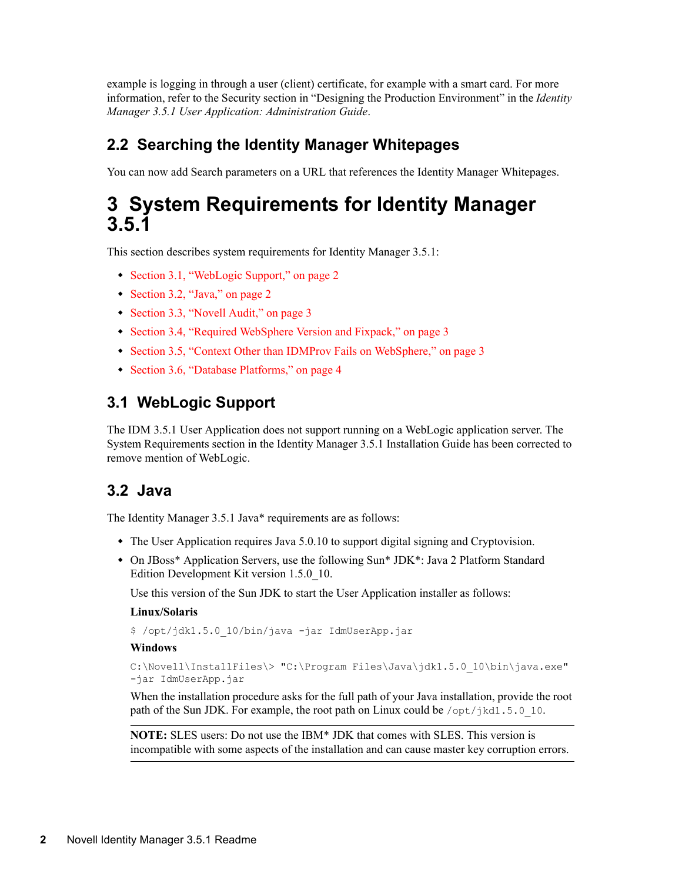example is logging in through a user (client) certificate, for example with a smart card. For more information, refer to the Security section in “Designing the Production Environment” in the *Identity Manager 3.5.1 User Application: Administration Guide*.

## 2.2 Searching the Identity Manager Whitepages

You can now add Search parameters on a URL that references the Identity Manager Whitepages.

# 3 System Requirements for Identity Manager 3.5.1

This section describes system requirements for Identity Manager 3.5.1:

- Section 3.1, “WebLogic Support,” on page 2
- Section 3.2, “Java,” on page 2
- Section 3.3, “Novell Audit,” on page 3
- Section 3.4, “Required WebSphere Version and Fixpack,” on page 3
- Section 3.5, “Context Other than IDMProv Fails on WebSphere,” on page 3
- Section 3.6, “Database Platforms,” on page 4

## 3.1 WebLogic Support

The IDM 3.5.1 User Application does not support running on a WebLogic application server. The System Requirements section in the Identity Manager 3.5.1 Installation Guide has been corrected to remove mention of WebLogic.

## 3.2 Java

The Identity Manager 3.5.1 Java* requirements are as follows:

- The User Application requires Java 5.0.10 to support digital signing and Cryptovision.
- On JBoss* Application Servers, use the following Sun* JDK*: Java 2 Platform Standard Edition Development Kit version 1.5.0_10.

  Use this version of the Sun JDK to start the User Application installer as follows:

  **Linux/Solaris**

  ```
  $ /opt/jdk1.5.0_10/bin/java -jar IdmUserApp.jar
  ```

  **Windows**

  ```
  C:\Novell\InstallFiles\> "C:\Program Files\Java\jdk1.5.0_10\bin\java.exe"
  -jar IdmUserApp.jar
  ```

  When the installation procedure asks for the full path of your Java installation, provide the root path of the Sun JDK. For example, the root path on Linux could be `/opt/jkd1.5.0_10`.

  **NOTE:** SLES users: Do not use the IBM* JDK that comes with SLES. This version is incompatible with some aspects of the installation and can cause master key corruption errors.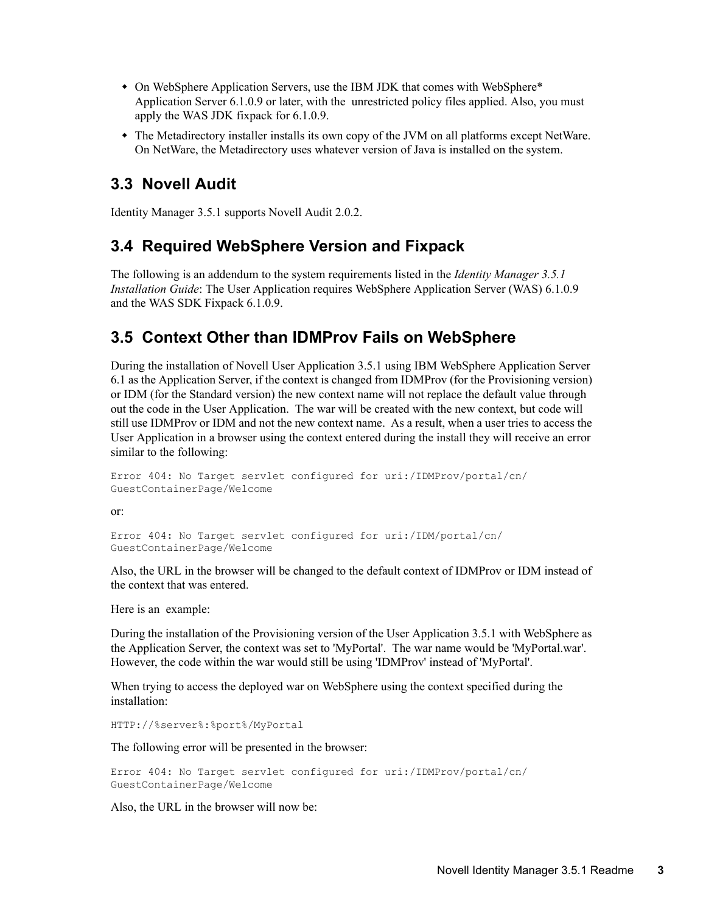- On WebSphere Application Servers, use the IBM JDK that comes with WebSphere* Application Server 6.1.0.9 or later, with the unrestricted policy files applied. Also, you must apply the WAS JDK fixpack for 6.1.0.9.
- The Metadirectory installer installs its own copy of the JVM on all platforms except NetWare. On NetWare, the Metadirectory uses whatever version of Java is installed on the system.

## 3.3 Novell Audit

Identity Manager 3.5.1 supports Novell Audit 2.0.2.

## 3.4 Required WebSphere Version and Fixpack

The following is an addendum to the system requirements listed in the *Identity Manager 3.5.1 Installation Guide*: The User Application requires WebSphere Application Server (WAS) 6.1.0.9 and the WAS SDK Fixpack 6.1.0.9.

## 3.5 Context Other than IDMProv Fails on WebSphere

During the installation of Novell User Application 3.5.1 using IBM WebSphere Application Server 6.1 as the Application Server, if the context is changed from IDMProv (for the Provisioning version) or IDM (for the Standard version) the new context name will not replace the default value through out the code in the User Application. The war will be created with the new context, but code will still use IDMProv or IDM and not the new context name. As a result, when a user tries to access the User Application in a browser using the context entered during the install they will receive an error similar to the following:

```
Error 404: No Target servlet configured for uri:/IDMProv/portal/cn/
GuestContainerPage/Welcome
```

or:

```
Error 404: No Target servlet configured for uri:/IDM/portal/cn/
GuestContainerPage/Welcome
```

Also, the URL in the browser will be changed to the default context of IDMProv or IDM instead of the context that was entered.

Here is an example:

During the installation of the Provisioning version of the User Application 3.5.1 with WebSphere as the Application Server, the context was set to 'MyPortal'. The war name would be 'MyPortal.war'. However, the code within the war would still be using 'IDMProv' instead of 'MyPortal'.

When trying to access the deployed war on WebSphere using the context specified during the installation:

```
HTTP://%server%:%port%/MyPortal
```

The following error will be presented in the browser:

```
Error 404: No Target servlet configured for uri:/IDMProv/portal/cn/
GuestContainerPage/Welcome
```

Also, the URL in the browser will now be: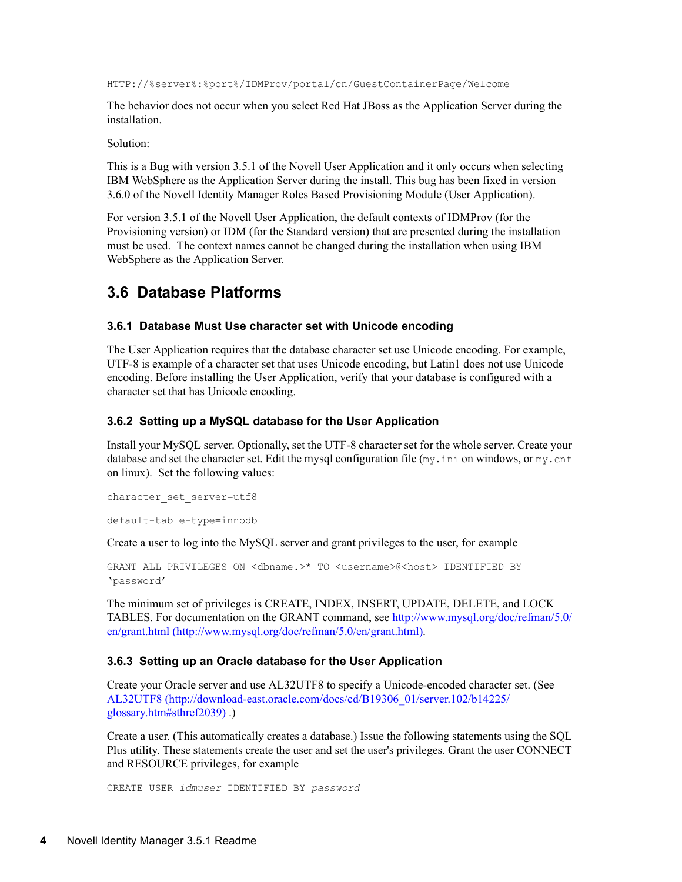```
HTTP://%server%:%port%/IDMProv/portal/cn/GuestContainerPage/Welcome
```

The behavior does not occur when you select Red Hat JBoss as the Application Server during the installation.

Solution:

This is a Bug with version 3.5.1 of the Novell User Application and it only occurs when selecting IBM WebSphere as the Application Server during the install. This bug has been fixed in version 3.6.0 of the Novell Identity Manager Roles Based Provisioning Module (User Application).

For version 3.5.1 of the Novell User Application, the default contexts of IDMProv (for the Provisioning version) or IDM (for the Standard version) that are presented during the installation must be used. The context names cannot be changed during the installation when using IBM WebSphere as the Application Server.

## 3.6 Database Platforms

### 3.6.1 Database Must Use character set with Unicode encoding

The User Application requires that the database character set use Unicode encoding. For example, UTF-8 is example of a character set that uses Unicode encoding, but Latin1 does not use Unicode encoding. Before installing the User Application, verify that your database is configured with a character set that has Unicode encoding.

### 3.6.2 Setting up a MySQL database for the User Application

Install your MySQL server. Optionally, set the UTF-8 character set for the whole server. Create your database and set the character set. Edit the mysql configuration file (`my.ini` on windows, or `my.cnf` on linux). Set the following values:

```
character_set_server=utf8

default-table-type=innodb
```

Create a user to log into the MySQL server and grant privileges to the user, for example

```
GRANT ALL PRIVILEGES ON <dbname.>* TO <username>@<host> IDENTIFIED BY
'password'
```

The minimum set of privileges is CREATE, INDEX, INSERT, UPDATE, DELETE, and LOCK TABLES. For documentation on the GRANT command, see http://www.mysql.org/doc/refman/5.0/en/grant.html (http://www.mysql.org/doc/refman/5.0/en/grant.html).

### 3.6.3 Setting up an Oracle database for the User Application

Create your Oracle server and use AL32UTF8 to specify a Unicode-encoded character set. (See AL32UTF8 (http://download-east.oracle.com/docs/cd/B19306_01/server.102/b14225/glossary.htm#sthref2039) .)

Create a user. (This automatically creates a database.) Issue the following statements using the SQL Plus utility. These statements create the user and set the user's privileges. Grant the user CONNECT and RESOURCE privileges, for example

```
CREATE USER idmuser IDENTIFIED BY password
```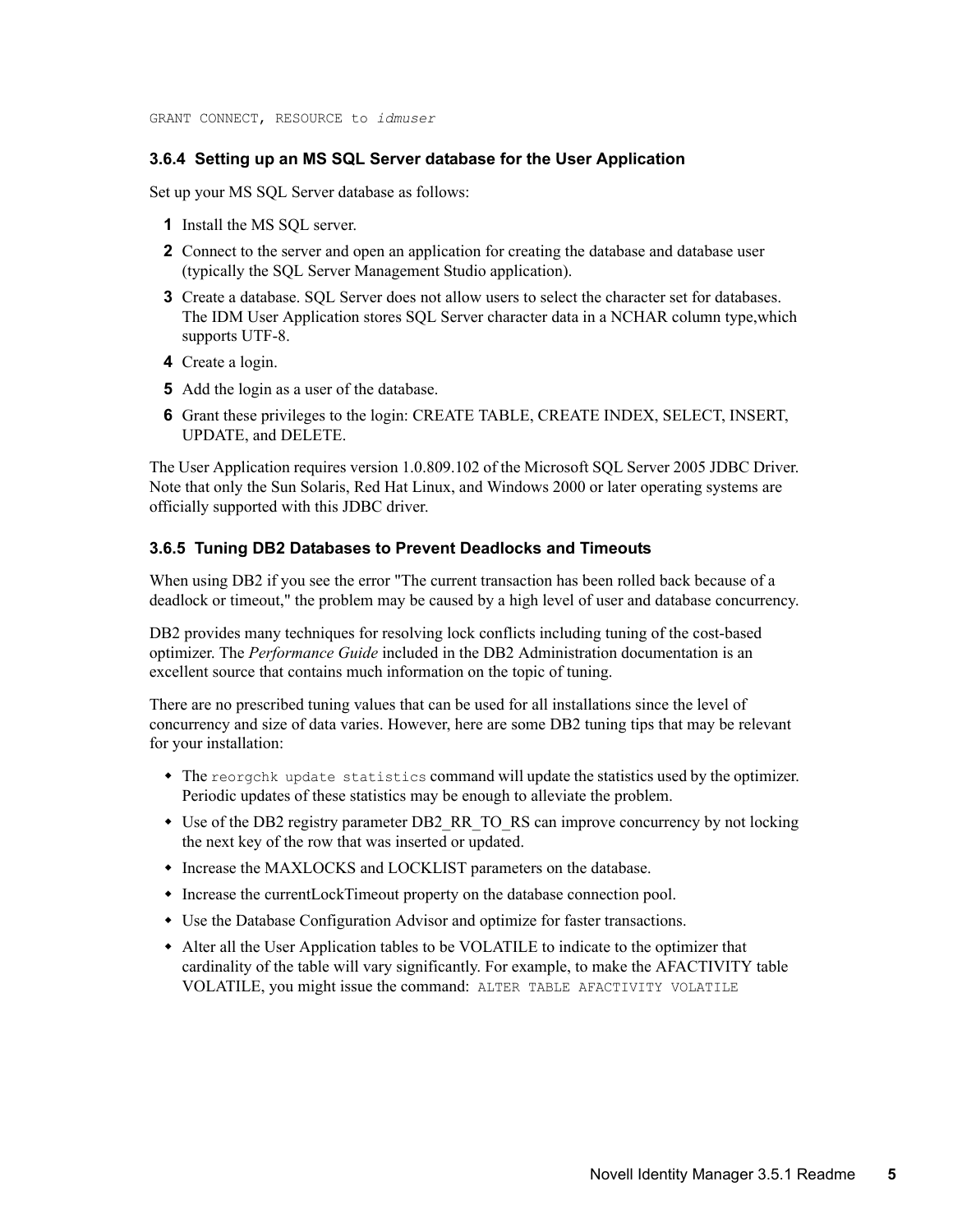```
GRANT CONNECT, RESOURCE to idmuser
```

### 3.6.4 Setting up an MS SQL Server database for the User Application

Set up your MS SQL Server database as follows:

1. Install the MS SQL server.
2. Connect to the server and open an application for creating the database and database user (typically the SQL Server Management Studio application).
3. Create a database. SQL Server does not allow users to select the character set for databases. The IDM User Application stores SQL Server character data in a NCHAR column type,which supports UTF-8.
4. Create a login.
5. Add the login as a user of the database.
6. Grant these privileges to the login: CREATE TABLE, CREATE INDEX, SELECT, INSERT, UPDATE, and DELETE.

The User Application requires version 1.0.809.102 of the Microsoft SQL Server 2005 JDBC Driver. Note that only the Sun Solaris, Red Hat Linux, and Windows 2000 or later operating systems are officially supported with this JDBC driver.

### 3.6.5 Tuning DB2 Databases to Prevent Deadlocks and Timeouts

When using DB2 if you see the error "The current transaction has been rolled back because of a deadlock or timeout," the problem may be caused by a high level of user and database concurrency.

DB2 provides many techniques for resolving lock conflicts including tuning of the cost-based optimizer. The *Performance Guide* included in the DB2 Administration documentation is an excellent source that contains much information on the topic of tuning.

There are no prescribed tuning values that can be used for all installations since the level of concurrency and size of data varies. However, here are some DB2 tuning tips that may be relevant for your installation:

- The `reorgchk update statistics` command will update the statistics used by the optimizer. Periodic updates of these statistics may be enough to alleviate the problem.
- Use of the DB2 registry parameter DB2_RR_TO_RS can improve concurrency by not locking the next key of the row that was inserted or updated.
- Increase the MAXLOCKS and LOCKLIST parameters on the database.
- Increase the currentLockTimeout property on the database connection pool.
- Use the Database Configuration Advisor and optimize for faster transactions.
- Alter all the User Application tables to be VOLATILE to indicate to the optimizer that cardinality of the table will vary significantly. For example, to make the AFACTIVITY table VOLATILE, you might issue the command: `ALTER TABLE AFACTIVITY VOLATILE`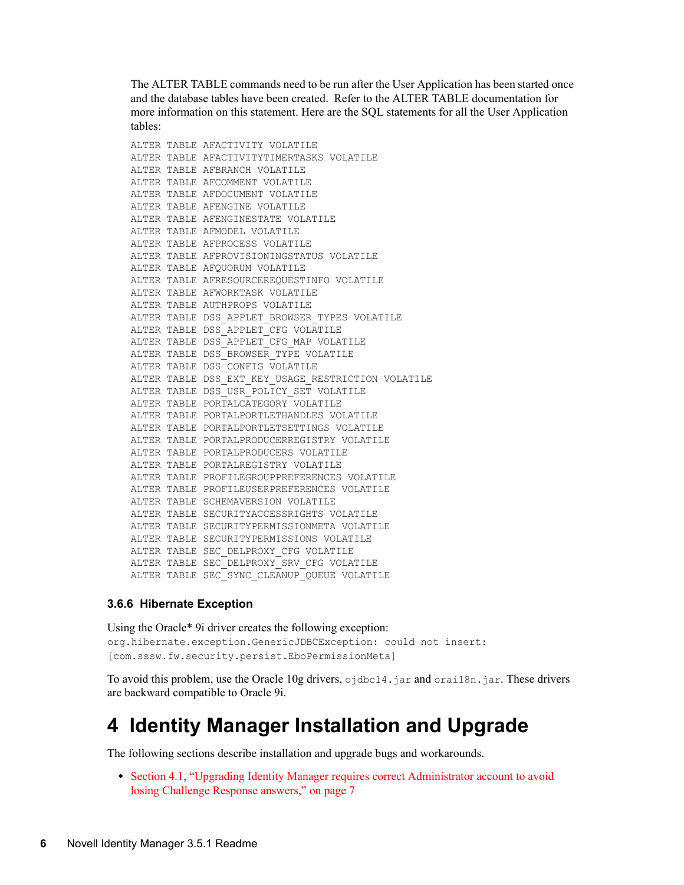The ALTER TABLE commands need to be run after the User Application has been started once and the database tables have been created. Refer to the ALTER TABLE documentation for more information on this statement. Here are the SQL statements for all the User Application tables:

```
ALTER TABLE AFACTIVITY VOLATILE
ALTER TABLE AFACTIVITYTIMERTASKS VOLATILE
ALTER TABLE AFBRANCH VOLATILE
ALTER TABLE AFCOMMENT VOLATILE
ALTER TABLE AFDOCUMENT VOLATILE
ALTER TABLE AFENGINE VOLATILE
ALTER TABLE AFENGINESTATE VOLATILE
ALTER TABLE AFMODEL VOLATILE
ALTER TABLE AFPROCESS VOLATILE
ALTER TABLE AFPROVISIONINGSTATUS VOLATILE
ALTER TABLE AFQUORUM VOLATILE
ALTER TABLE AFRESOURCEREQUESTINFO VOLATILE
ALTER TABLE AFWORKTASK VOLATILE
ALTER TABLE AUTHPROPS VOLATILE
ALTER TABLE DSS_APPLET_BROWSER_TYPES VOLATILE
ALTER TABLE DSS_APPLET_CFG VOLATILE
ALTER TABLE DSS_APPLET_CFG_MAP VOLATILE
ALTER TABLE DSS_BROWSER_TYPE VOLATILE
ALTER TABLE DSS_CONFIG VOLATILE
ALTER TABLE DSS_EXT_KEY_USAGE_RESTRICTION VOLATILE
ALTER TABLE DSS_USR_POLICY_SET VOLATILE
ALTER TABLE PORTALCATEGORY VOLATILE
ALTER TABLE PORTALPORTLETHANDLES VOLATILE
ALTER TABLE PORTALPORTLETSETTINGS VOLATILE
ALTER TABLE PORTALPRODUCERREGISTRY VOLATILE
ALTER TABLE PORTALPRODUCERS VOLATILE
ALTER TABLE PORTALREGISTRY VOLATILE
ALTER TABLE PROFILEGROUPPREFERENCES VOLATILE
ALTER TABLE PROFILEUSERPREFERENCES VOLATILE
ALTER TABLE SCHEMAVERSION VOLATILE
ALTER TABLE SECURITYACCESSRIGHTS VOLATILE
ALTER TABLE SECURITYPERMISSIONMETA VOLATILE
ALTER TABLE SECURITYPERMISSIONS VOLATILE
ALTER TABLE SEC_DELPROXY_CFG VOLATILE
ALTER TABLE SEC_DELPROXY_SRV_CFG VOLATILE
ALTER TABLE SEC_SYNC_CLEANUP_QUEUE VOLATILE
```

### 3.6.6 Hibernate Exception

Using the Oracle* 9i driver creates the following exception:

```
org.hibernate.exception.GenericJDBCException: could not insert:
[com.sssw.fw.security.persist.EboPermissionMeta]
```

To avoid this problem, use the Oracle 10g drivers, `ojdbc14.jar` and `orai18n.jar`. These drivers are backward compatible to Oracle 9i.

# 4 Identity Manager Installation and Upgrade

The following sections describe installation and upgrade bugs and workarounds.

- Section 4.1, "Upgrading Identity Manager requires correct Administrator account to avoid losing Challenge Response answers," on page 7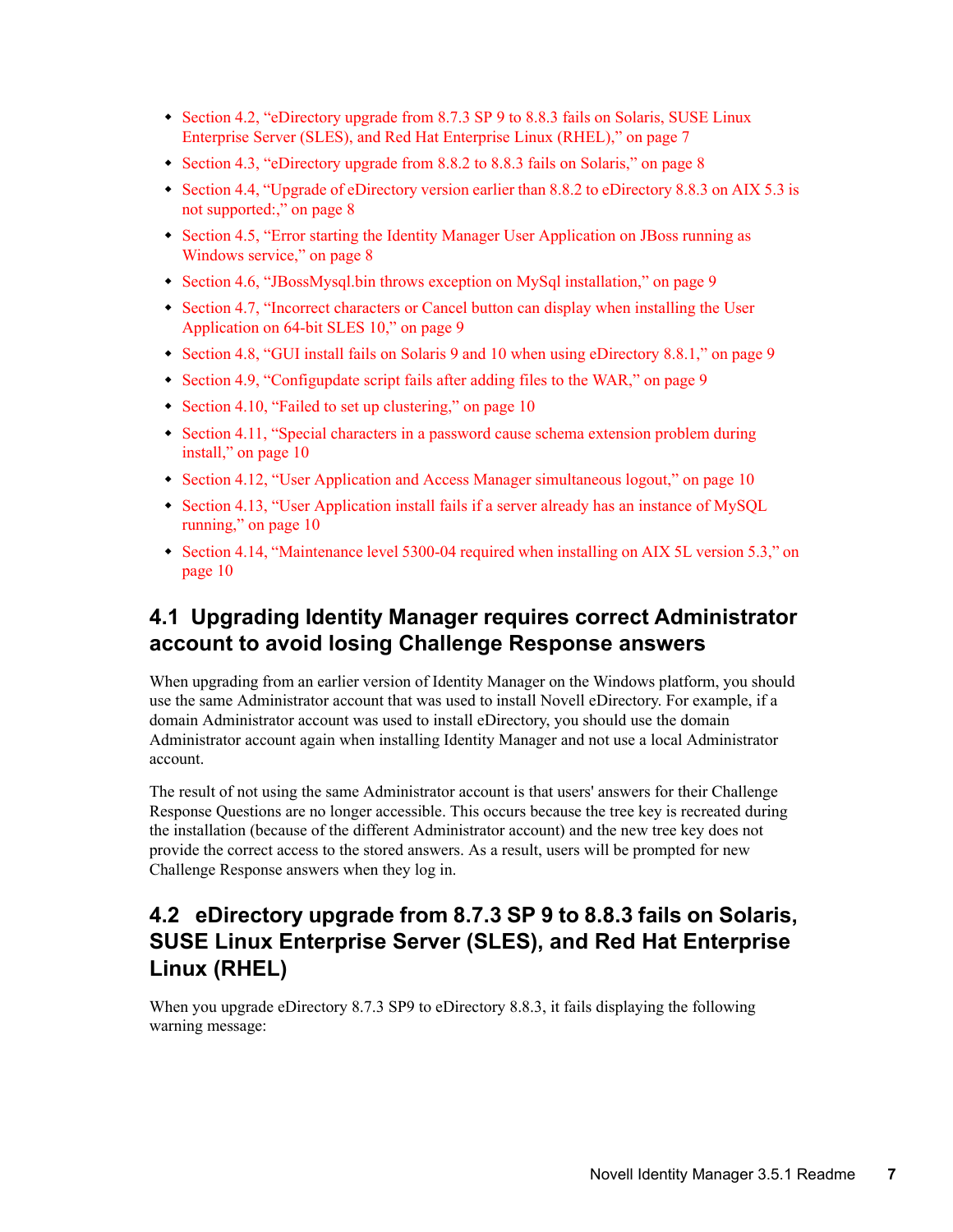- Section 4.2, "eDirectory upgrade from 8.7.3 SP 9 to 8.8.3 fails on Solaris, SUSE Linux Enterprise Server (SLES), and Red Hat Enterprise Linux (RHEL)," on page 7
- Section 4.3, "eDirectory upgrade from 8.8.2 to 8.8.3 fails on Solaris," on page 8
- Section 4.4, "Upgrade of eDirectory version earlier than 8.8.2 to eDirectory 8.8.3 on AIX 5.3 is not supported:," on page 8
- Section 4.5, "Error starting the Identity Manager User Application on JBoss running as Windows service," on page 8
- Section 4.6, "JBossMysql.bin throws exception on MySql installation," on page 9
- Section 4.7, "Incorrect characters or Cancel button can display when installing the User Application on 64-bit SLES 10," on page 9
- Section 4.8, "GUI install fails on Solaris 9 and 10 when using eDirectory 8.8.1," on page 9
- Section 4.9, "Configupdate script fails after adding files to the WAR," on page 9
- Section 4.10, "Failed to set up clustering," on page 10
- Section 4.11, "Special characters in a password cause schema extension problem during install," on page 10
- Section 4.12, "User Application and Access Manager simultaneous logout," on page 10
- Section 4.13, "User Application install fails if a server already has an instance of MySQL running," on page 10
- Section 4.14, "Maintenance level 5300-04 required when installing on AIX 5L version 5.3," on page 10

## 4.1 Upgrading Identity Manager requires correct Administrator account to avoid losing Challenge Response answers

When upgrading from an earlier version of Identity Manager on the Windows platform, you should use the same Administrator account that was used to install Novell eDirectory. For example, if a domain Administrator account was used to install eDirectory, you should use the domain Administrator account again when installing Identity Manager and not use a local Administrator account.

The result of not using the same Administrator account is that users' answers for their Challenge Response Questions are no longer accessible. This occurs because the tree key is recreated during the installation (because of the different Administrator account) and the new tree key does not provide the correct access to the stored answers. As a result, users will be prompted for new Challenge Response answers when they log in.

## 4.2 eDirectory upgrade from 8.7.3 SP 9 to 8.8.3 fails on Solaris, SUSE Linux Enterprise Server (SLES), and Red Hat Enterprise Linux (RHEL)

When you upgrade eDirectory 8.7.3 SP9 to eDirectory 8.8.3, it fails displaying the following warning message: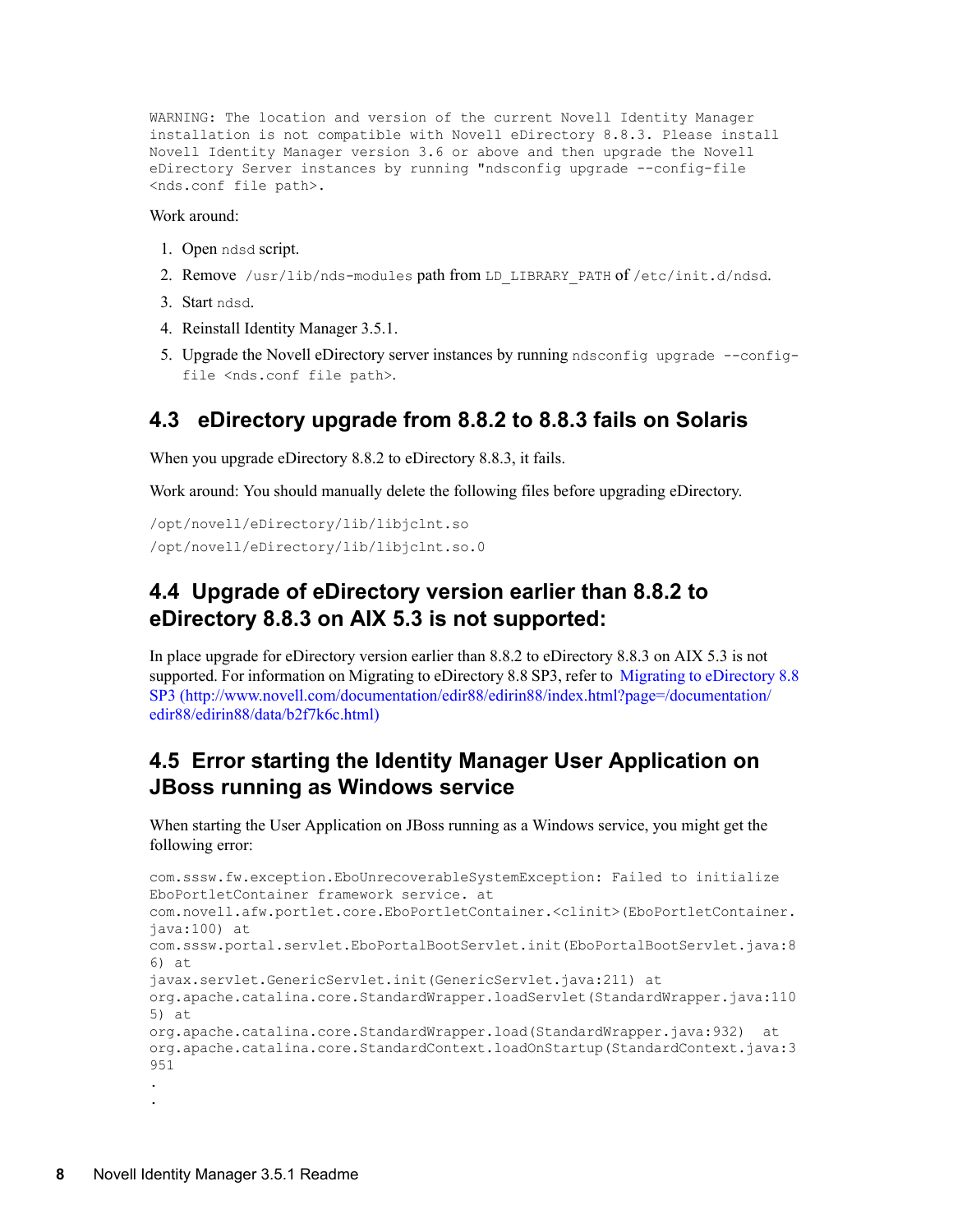```
WARNING: The location and version of the current Novell Identity Manager
installation is not compatible with Novell eDirectory 8.8.3. Please install
Novell Identity Manager version 3.6 or above and then upgrade the Novell
eDirectory Server instances by running "ndsconfig upgrade --config-file
<nds.conf file path>.
```

Work around:

1. Open `ndsd` script.
2. Remove `/usr/lib/nds-modules` path from `LD_LIBRARY_PATH` of `/etc/init.d/ndsd`.
3. Start `ndsd`.
4. Reinstall Identity Manager 3.5.1.
5. Upgrade the Novell eDirectory server instances by running `ndsconfig upgrade --config-file <nds.conf file path>`.

## 4.3 eDirectory upgrade from 8.8.2 to 8.8.3 fails on Solaris

When you upgrade eDirectory 8.8.2 to eDirectory 8.8.3, it fails.

Work around: You should manually delete the following files before upgrading eDirectory.

```
/opt/novell/eDirectory/lib/libjclnt.so
/opt/novell/eDirectory/lib/libjclnt.so.0
```

## 4.4 Upgrade of eDirectory version earlier than 8.8.2 to eDirectory 8.8.3 on AIX 5.3 is not supported:

In place upgrade for eDirectory version earlier than 8.8.2 to eDirectory 8.8.3 on AIX 5.3 is not supported. For information on Migrating to eDirectory 8.8 SP3, refer to Migrating to eDirectory 8.8 SP3 (http://www.novell.com/documentation/edir88/edirin88/index.html?page=/documentation/edir88/edirin88/data/b2f7k6c.html)

## 4.5 Error starting the Identity Manager User Application on JBoss running as Windows service

When starting the User Application on JBoss running as a Windows service, you might get the following error:

```
com.sssw.fw.exception.EboUnrecoverableSystemException: Failed to initialize
EboPortletContainer framework service. at
com.novell.afw.portlet.core.EboPortletContainer.<clinit>(EboPortletContainer.
java:100) at
com.sssw.portal.servlet.EboPortalBootServlet.init(EboPortalBootServlet.java:8
6) at
javax.servlet.GenericServlet.init(GenericServlet.java:211) at
org.apache.catalina.core.StandardWrapper.loadServlet(StandardWrapper.java:110
5) at
org.apache.catalina.core.StandardWrapper.load(StandardWrapper.java:932)  at
org.apache.catalina.core.StandardContext.loadOnStartup(StandardContext.java:3
951
.
.
```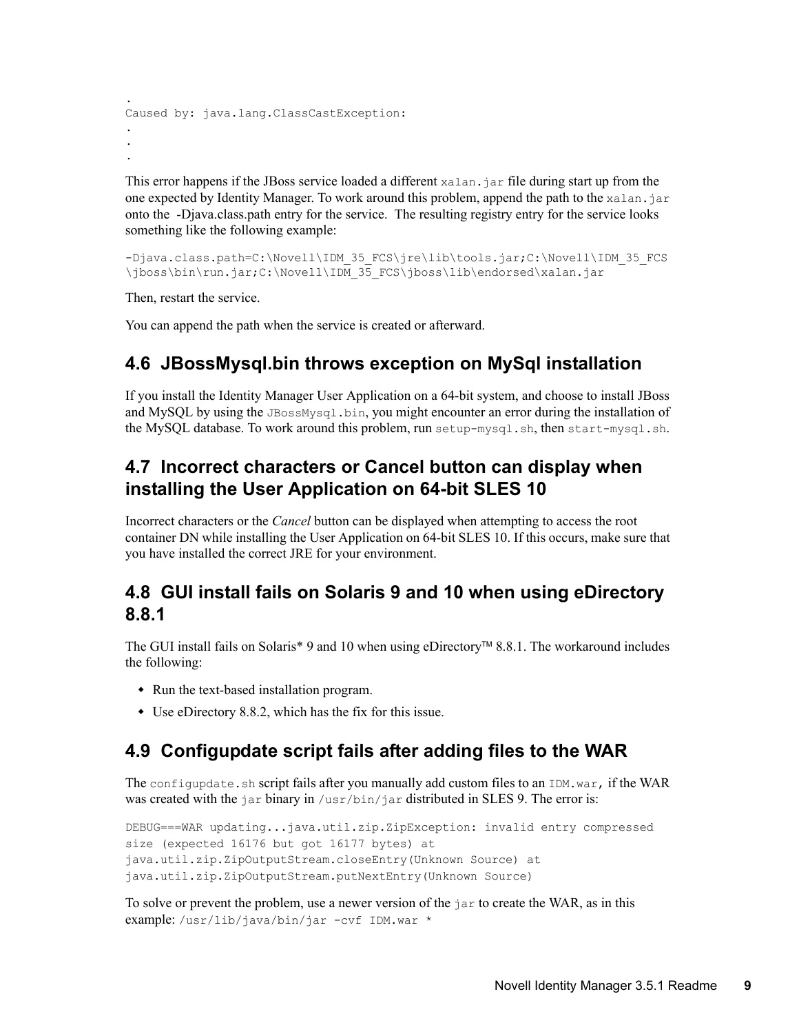```
.
Caused by: java.lang.ClassCastException:
.
.
.
```

This error happens if the JBoss service loaded a different `xalan.jar` file during start up from the one expected by Identity Manager. To work around this problem, append the path to the `xalan.jar` onto the -Djava.class.path entry for the service. The resulting registry entry for the service looks something like the following example:

```
-Djava.class.path=C:\Novell\IDM_35_FCS\jre\lib\tools.jar;C:\Novell\IDM_35_FCS
\jboss\bin\run.jar;C:\Novell\IDM_35_FCS\jboss\lib\endorsed\xalan.jar
```

Then, restart the service.

You can append the path when the service is created or afterward.

## 4.6 JBossMysql.bin throws exception on MySql installation

If you install the Identity Manager User Application on a 64-bit system, and choose to install JBoss and MySQL by using the `JBossMysql.bin`, you might encounter an error during the installation of the MySQL database. To work around this problem, run `setup-mysql.sh`, then `start-mysql.sh`.

## 4.7 Incorrect characters or Cancel button can display when installing the User Application on 64-bit SLES 10

Incorrect characters or the *Cancel* button can be displayed when attempting to access the root container DN while installing the User Application on 64-bit SLES 10. If this occurs, make sure that you have installed the correct JRE for your environment.

## 4.8 GUI install fails on Solaris 9 and 10 when using eDirectory 8.8.1

The GUI install fails on Solaris* 9 and 10 when using eDirectory™ 8.8.1. The workaround includes the following:

- Run the text-based installation program.
- Use eDirectory 8.8.2, which has the fix for this issue.

## 4.9 Configupdate script fails after adding files to the WAR

The `configupdate.sh` script fails after you manually add custom files to an `IDM.war`, if the WAR was created with the `jar` binary in `/usr/bin/jar` distributed in SLES 9. The error is:

```
DEBUG===WAR updating...java.util.zip.ZipException: invalid entry compressed
size (expected 16176 but got 16177 bytes) at
java.util.zip.ZipOutputStream.closeEntry(Unknown Source) at
java.util.zip.ZipOutputStream.putNextEntry(Unknown Source)
```

To solve or prevent the problem, use a newer version of the `jar` to create the WAR, as in this example: `/usr/lib/java/bin/jar -cvf IDM.war *`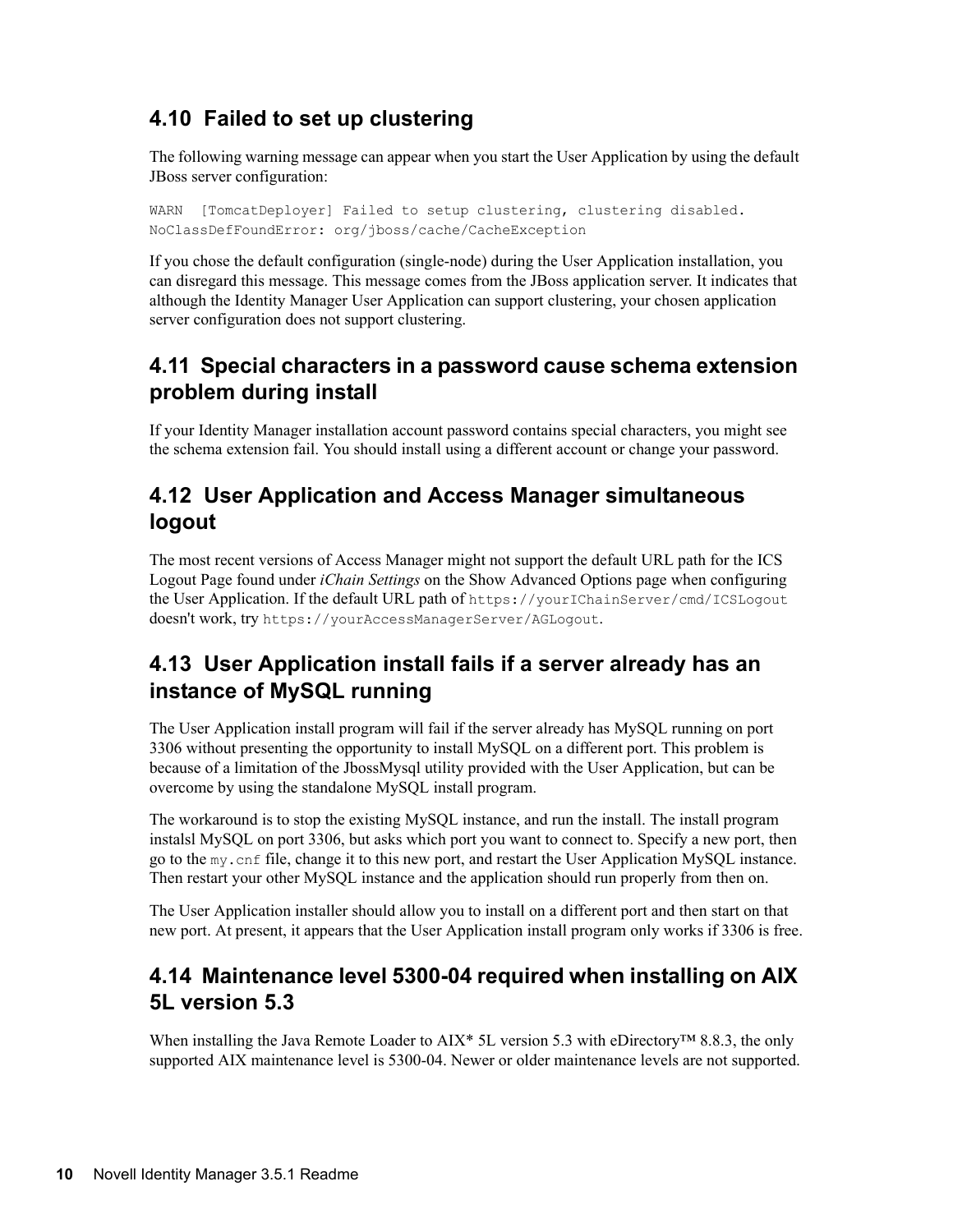## 4.10 Failed to set up clustering

The following warning message can appear when you start the User Application by using the default JBoss server configuration:

```
WARN  [TomcatDeployer] Failed to setup clustering, clustering disabled.
NoClassDefFoundError: org/jboss/cache/CacheException
```

If you chose the default configuration (single-node) during the User Application installation, you can disregard this message. This message comes from the JBoss application server. It indicates that although the Identity Manager User Application can support clustering, your chosen application server configuration does not support clustering.

## 4.11 Special characters in a password cause schema extension problem during install

If your Identity Manager installation account password contains special characters, you might see the schema extension fail. You should install using a different account or change your password.

## 4.12 User Application and Access Manager simultaneous logout

The most recent versions of Access Manager might not support the default URL path for the ICS Logout Page found under *iChain Settings* on the Show Advanced Options page when configuring the User Application. If the default URL path of `https://yourIChainServer/cmd/ICSLogout` doesn't work, try `https://yourAccessManagerServer/AGLogout`.

## 4.13 User Application install fails if a server already has an instance of MySQL running

The User Application install program will fail if the server already has MySQL running on port 3306 without presenting the opportunity to install MySQL on a different port. This problem is because of a limitation of the JbossMysql utility provided with the User Application, but can be overcome by using the standalone MySQL install program.

The workaround is to stop the existing MySQL instance, and run the install. The install program instalsl MySQL on port 3306, but asks which port you want to connect to. Specify a new port, then go to the `my.cnf` file, change it to this new port, and restart the User Application MySQL instance. Then restart your other MySQL instance and the application should run properly from then on.

The User Application installer should allow you to install on a different port and then start on that new port. At present, it appears that the User Application install program only works if 3306 is free.

## 4.14 Maintenance level 5300-04 required when installing on AIX 5L version 5.3

When installing the Java Remote Loader to AIX* 5L version 5.3 with eDirectory™ 8.8.3, the only supported AIX maintenance level is 5300-04. Newer or older maintenance levels are not supported.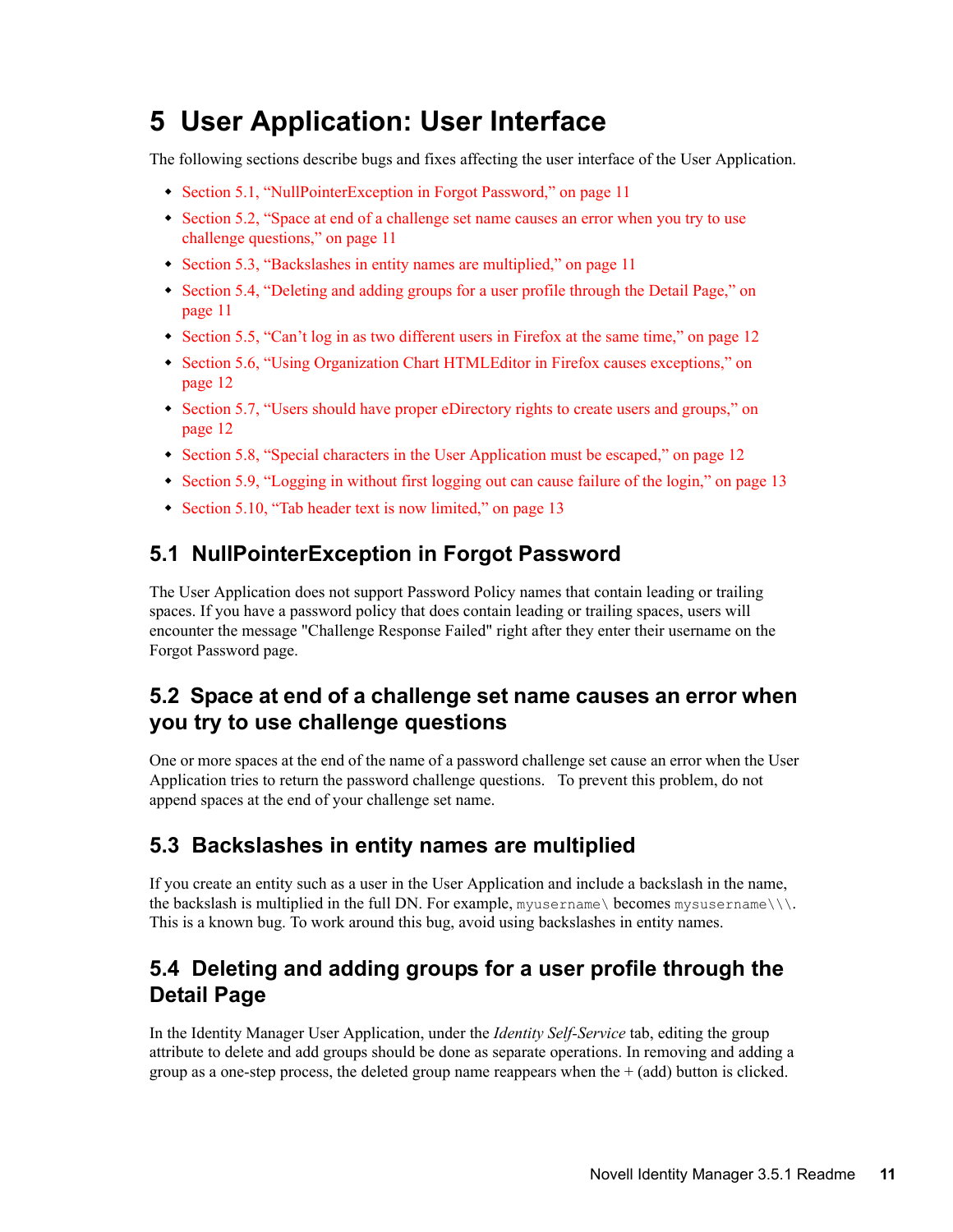# 5 User Application: User Interface

The following sections describe bugs and fixes affecting the user interface of the User Application.

- Section 5.1, "NullPointerException in Forgot Password," on page 11
- Section 5.2, "Space at end of a challenge set name causes an error when you try to use challenge questions," on page 11
- Section 5.3, "Backslashes in entity names are multiplied," on page 11
- Section 5.4, "Deleting and adding groups for a user profile through the Detail Page," on page 11
- Section 5.5, "Can't log in as two different users in Firefox at the same time," on page 12
- Section 5.6, "Using Organization Chart HTMLEditor in Firefox causes exceptions," on page 12
- Section 5.7, "Users should have proper eDirectory rights to create users and groups," on page 12
- Section 5.8, "Special characters in the User Application must be escaped," on page 12
- Section 5.9, "Logging in without first logging out can cause failure of the login," on page 13
- Section 5.10, "Tab header text is now limited," on page 13

## 5.1 NullPointerException in Forgot Password

The User Application does not support Password Policy names that contain leading or trailing spaces. If you have a password policy that does contain leading or trailing spaces, users will encounter the message "Challenge Response Failed" right after they enter their username on the Forgot Password page.

## 5.2 Space at end of a challenge set name causes an error when you try to use challenge questions

One or more spaces at the end of the name of a password challenge set cause an error when the User Application tries to return the password challenge questions. To prevent this problem, do not append spaces at the end of your challenge set name.

## 5.3 Backslashes in entity names are multiplied

If you create an entity such as a user in the User Application and include a backslash in the name, the backslash is multiplied in the full DN. For example, `myusername\` becomes `mysusername\\\`. This is a known bug. To work around this bug, avoid using backslashes in entity names.

## 5.4 Deleting and adding groups for a user profile through the Detail Page

In the Identity Manager User Application, under the *Identity Self-Service* tab, editing the group attribute to delete and add groups should be done as separate operations. In removing and adding a group as a one-step process, the deleted group name reappears when the + (add) button is clicked.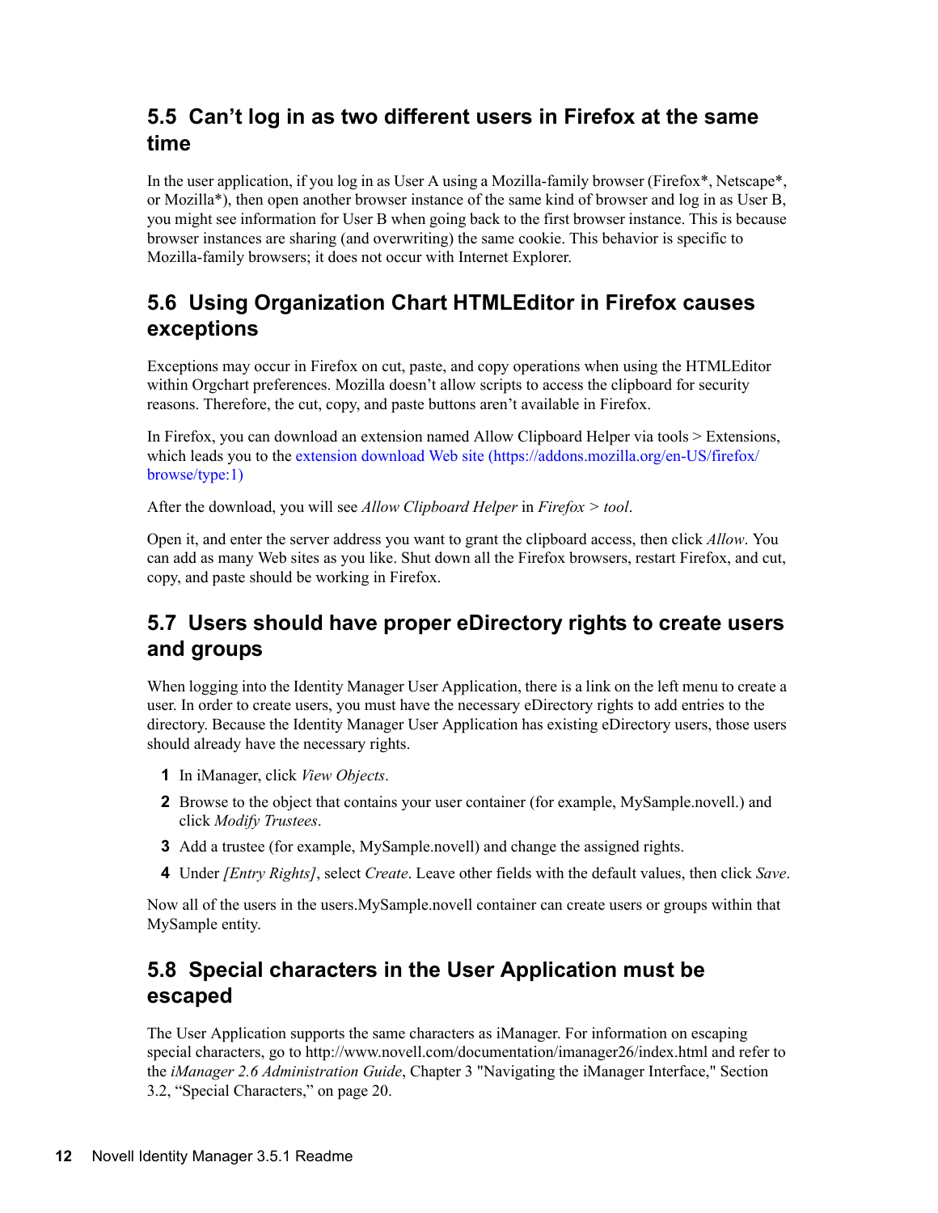## 5.5 Can't log in as two different users in Firefox at the same time

In the user application, if you log in as User A using a Mozilla-family browser (Firefox*, Netscape*, or Mozilla*), then open another browser instance of the same kind of browser and log in as User B, you might see information for User B when going back to the first browser instance. This is because browser instances are sharing (and overwriting) the same cookie. This behavior is specific to Mozilla-family browsers; it does not occur with Internet Explorer.

## 5.6 Using Organization Chart HTMLEditor in Firefox causes exceptions

Exceptions may occur in Firefox on cut, paste, and copy operations when using the HTMLEditor within Orgchart preferences. Mozilla doesn't allow scripts to access the clipboard for security reasons. Therefore, the cut, copy, and paste buttons aren't available in Firefox.

In Firefox, you can download an extension named Allow Clipboard Helper via tools > Extensions, which leads you to the extension download Web site (https://addons.mozilla.org/en-US/firefox/browse/type:1)

After the download, you will see *Allow Clipboard Helper* in *Firefox > tool*.

Open it, and enter the server address you want to grant the clipboard access, then click *Allow*. You can add as many Web sites as you like. Shut down all the Firefox browsers, restart Firefox, and cut, copy, and paste should be working in Firefox.

## 5.7 Users should have proper eDirectory rights to create users and groups

When logging into the Identity Manager User Application, there is a link on the left menu to create a user. In order to create users, you must have the necessary eDirectory rights to add entries to the directory. Because the Identity Manager User Application has existing eDirectory users, those users should already have the necessary rights.

1. In iManager, click *View Objects*.
2. Browse to the object that contains your user container (for example, MySample.novell.) and click *Modify Trustees*.
3. Add a trustee (for example, MySample.novell) and change the assigned rights.
4. Under *[Entry Rights]*, select *Create*. Leave other fields with the default values, then click *Save*.

Now all of the users in the users.MySample.novell container can create users or groups within that MySample entity.

## 5.8 Special characters in the User Application must be escaped

The User Application supports the same characters as iManager. For information on escaping special characters, go to http://www.novell.com/documentation/imanager26/index.html and refer to the *iManager 2.6 Administration Guide*, Chapter 3 "Navigating the iManager Interface," Section 3.2, "Special Characters," on page 20.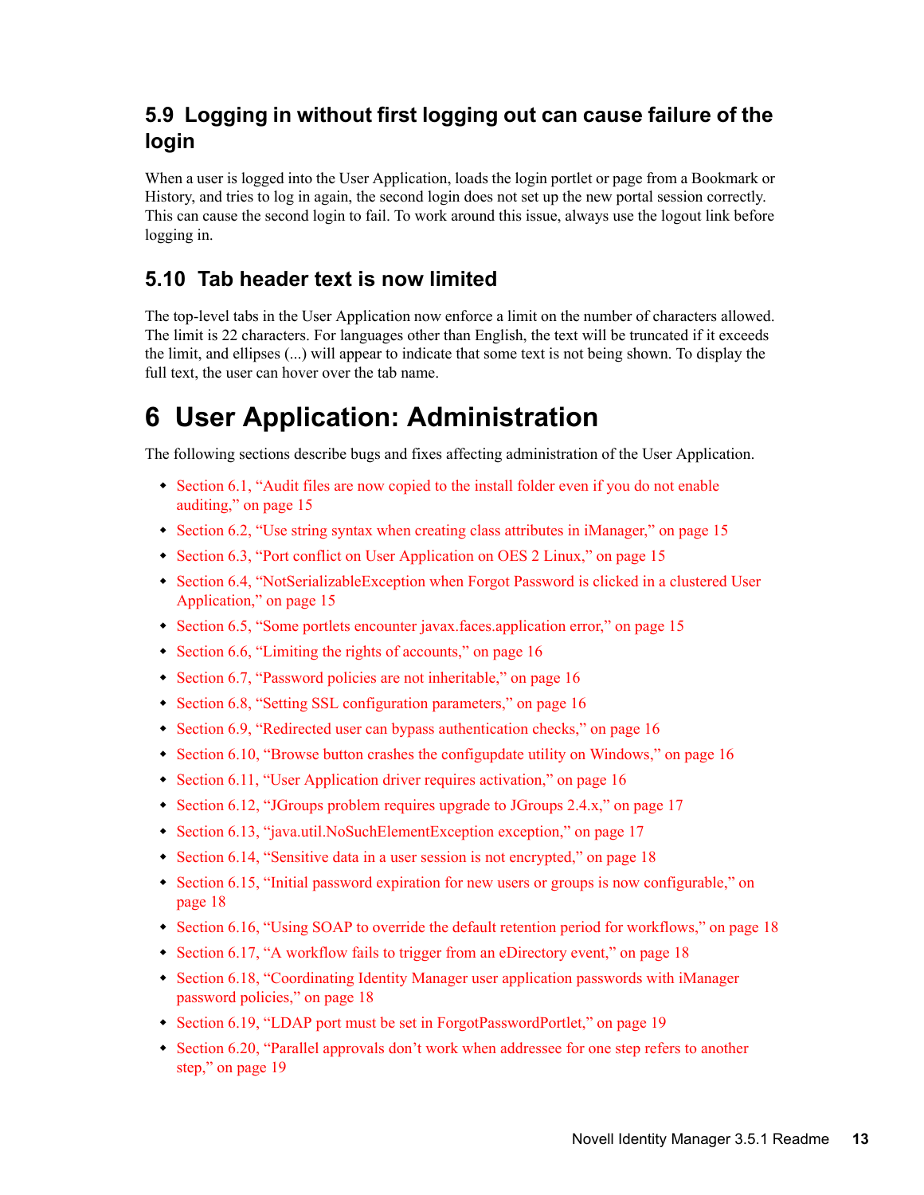## 5.9 Logging in without first logging out can cause failure of the login

When a user is logged into the User Application, loads the login portlet or page from a Bookmark or History, and tries to log in again, the second login does not set up the new portal session correctly. This can cause the second login to fail. To work around this issue, always use the logout link before logging in.

## 5.10 Tab header text is now limited

The top-level tabs in the User Application now enforce a limit on the number of characters allowed. The limit is 22 characters. For languages other than English, the text will be truncated if it exceeds the limit, and ellipses (...) will appear to indicate that some text is not being shown. To display the full text, the user can hover over the tab name.

# 6 User Application: Administration

The following sections describe bugs and fixes affecting administration of the User Application.

- Section 6.1, "Audit files are now copied to the install folder even if you do not enable auditing," on page 15
- Section 6.2, "Use string syntax when creating class attributes in iManager," on page 15
- Section 6.3, "Port conflict on User Application on OES 2 Linux," on page 15
- Section 6.4, "NotSerializableException when Forgot Password is clicked in a clustered User Application," on page 15
- Section 6.5, "Some portlets encounter javax.faces.application error," on page 15
- Section 6.6, "Limiting the rights of accounts," on page 16
- Section 6.7, "Password policies are not inheritable," on page 16
- Section 6.8, "Setting SSL configuration parameters," on page 16
- Section 6.9, "Redirected user can bypass authentication checks," on page 16
- Section 6.10, "Browse button crashes the configupdate utility on Windows," on page 16
- Section 6.11, "User Application driver requires activation," on page 16
- Section 6.12, "JGroups problem requires upgrade to JGroups 2.4.x," on page 17
- Section 6.13, "java.util.NoSuchElementException exception," on page 17
- Section 6.14, "Sensitive data in a user session is not encrypted," on page 18
- Section 6.15, "Initial password expiration for new users or groups is now configurable," on page 18
- Section 6.16, "Using SOAP to override the default retention period for workflows," on page 18
- Section 6.17, "A workflow fails to trigger from an eDirectory event," on page 18
- Section 6.18, "Coordinating Identity Manager user application passwords with iManager password policies," on page 18
- Section 6.19, "LDAP port must be set in ForgotPasswordPortlet," on page 19
- Section 6.20, "Parallel approvals don't work when addressee for one step refers to another step," on page 19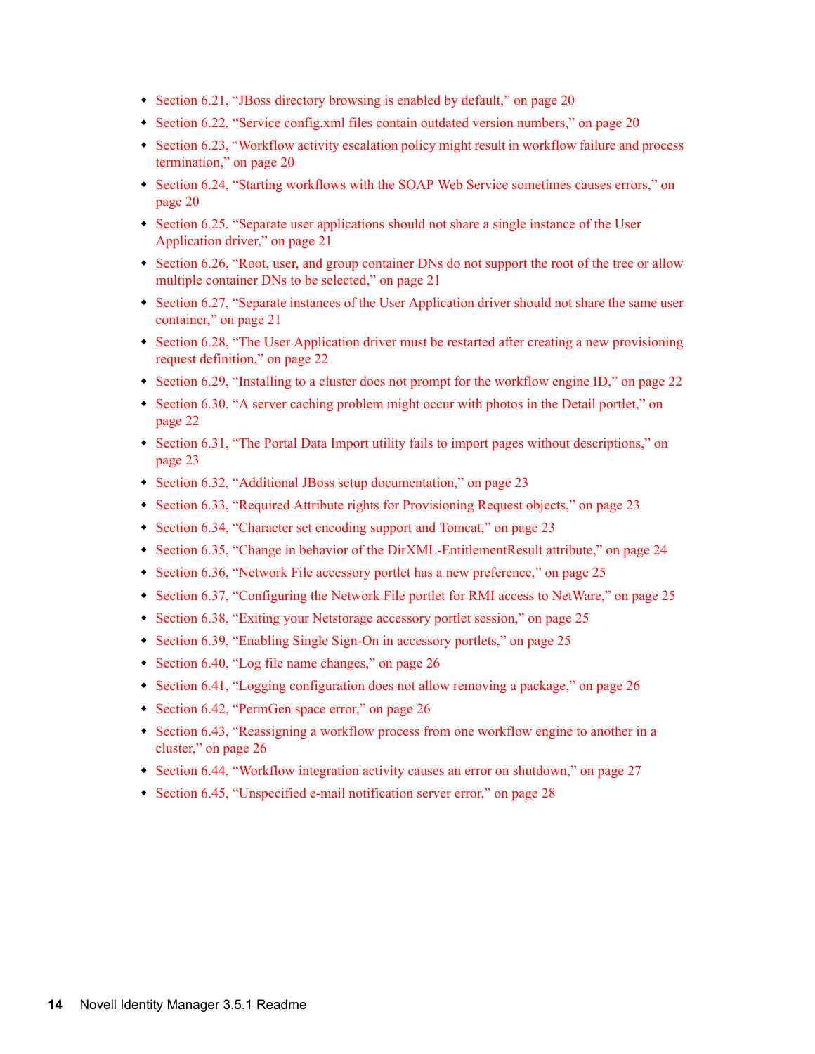- Section 6.21, “JBoss directory browsing is enabled by default,” on page 20
- Section 6.22, “Service config.xml files contain outdated version numbers,” on page 20
- Section 6.23, “Workflow activity escalation policy might result in workflow failure and process termination,” on page 20
- Section 6.24, “Starting workflows with the SOAP Web Service sometimes causes errors,” on page 20
- Section 6.25, “Separate user applications should not share a single instance of the User Application driver,” on page 21
- Section 6.26, “Root, user, and group container DNs do not support the root of the tree or allow multiple container DNs to be selected,” on page 21
- Section 6.27, “Separate instances of the User Application driver should not share the same user container,” on page 21
- Section 6.28, “The User Application driver must be restarted after creating a new provisioning request definition,” on page 22
- Section 6.29, “Installing to a cluster does not prompt for the workflow engine ID,” on page 22
- Section 6.30, “A server caching problem might occur with photos in the Detail portlet,” on page 22
- Section 6.31, “The Portal Data Import utility fails to import pages without descriptions,” on page 23
- Section 6.32, “Additional JBoss setup documentation,” on page 23
- Section 6.33, “Required Attribute rights for Provisioning Request objects,” on page 23
- Section 6.34, “Character set encoding support and Tomcat,” on page 23
- Section 6.35, “Change in behavior of the DirXML-EntitlementResult attribute,” on page 24
- Section 6.36, “Network File accessory portlet has a new preference,” on page 25
- Section 6.37, “Configuring the Network File portlet for RMI access to NetWare,” on page 25
- Section 6.38, “Exiting your Netstorage accessory portlet session,” on page 25
- Section 6.39, “Enabling Single Sign-On in accessory portlets,” on page 25
- Section 6.40, “Log file name changes,” on page 26
- Section 6.41, “Logging configuration does not allow removing a package,” on page 26
- Section 6.42, “PermGen space error,” on page 26
- Section 6.43, “Reassigning a workflow process from one workflow engine to another in a cluster,” on page 26
- Section 6.44, “Workflow integration activity causes an error on shutdown,” on page 27
- Section 6.45, “Unspecified e-mail notification server error,” on page 28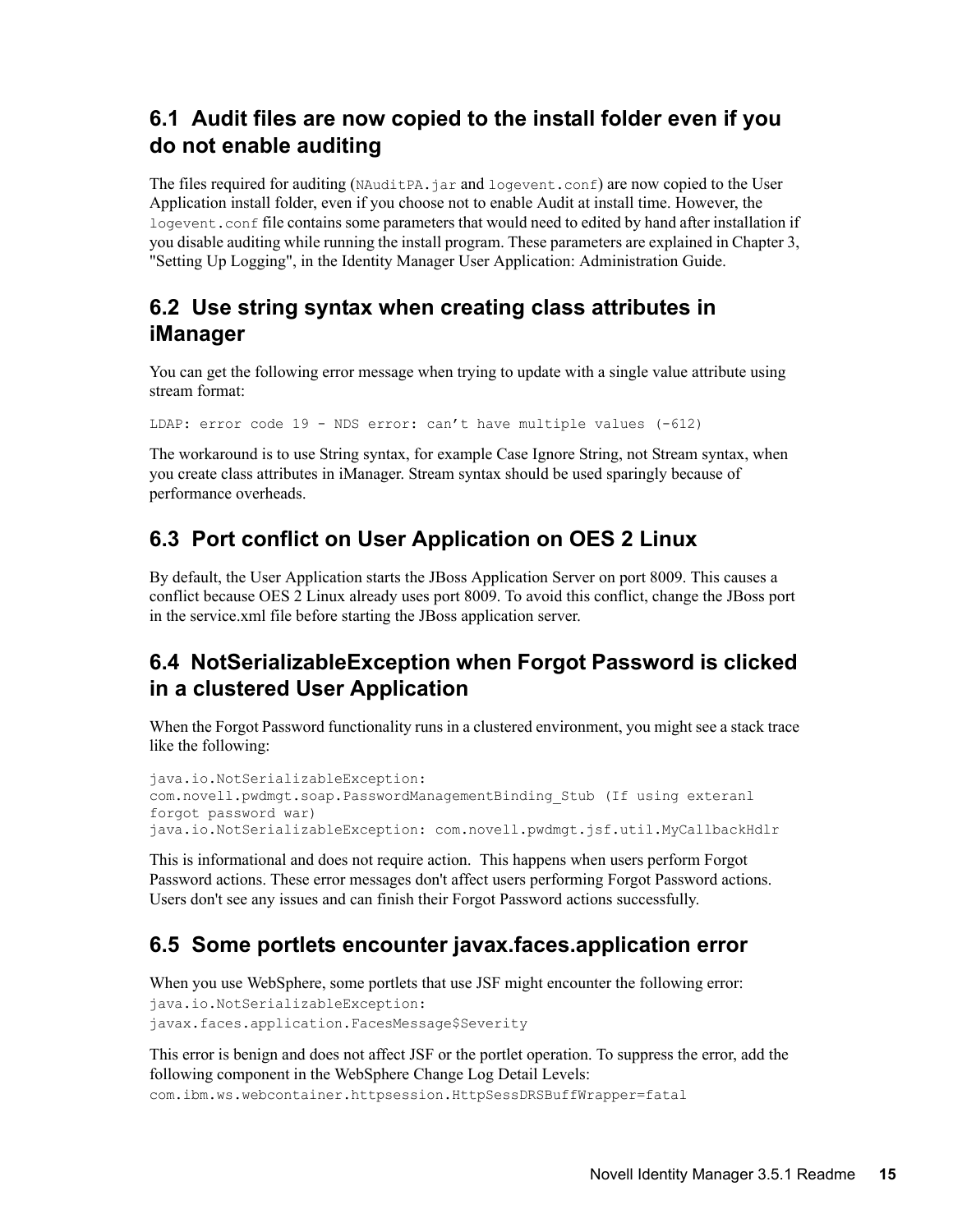## 6.1 Audit files are now copied to the install folder even if you do not enable auditing

The files required for auditing (`NAuditPA.jar` and `logevent.conf`) are now copied to the User Application install folder, even if you choose not to enable Audit at install time. However, the `logevent.conf` file contains some parameters that would need to edited by hand after installation if you disable auditing while running the install program. These parameters are explained in Chapter 3, "Setting Up Logging", in the Identity Manager User Application: Administration Guide.

## 6.2 Use string syntax when creating class attributes in iManager

You can get the following error message when trying to update with a single value attribute using stream format:

```
LDAP: error code 19 - NDS error: can't have multiple values (-612)
```

The workaround is to use String syntax, for example Case Ignore String, not Stream syntax, when you create class attributes in iManager. Stream syntax should be used sparingly because of performance overheads.

## 6.3 Port conflict on User Application on OES 2 Linux

By default, the User Application starts the JBoss Application Server on port 8009. This causes a conflict because OES 2 Linux already uses port 8009. To avoid this conflict, change the JBoss port in the service.xml file before starting the JBoss application server.

## 6.4 NotSerializableException when Forgot Password is clicked in a clustered User Application

When the Forgot Password functionality runs in a clustered environment, you might see a stack trace like the following:

```
java.io.NotSerializableException:
com.novell.pwdmgt.soap.PasswordManagementBinding_Stub (If using exteranl
forgot password war)
java.io.NotSerializableException: com.novell.pwdmgt.jsf.util.MyCallbackHdlr
```

This is informational and does not require action. This happens when users perform Forgot Password actions. These error messages don't affect users performing Forgot Password actions. Users don't see any issues and can finish their Forgot Password actions successfully.

## 6.5 Some portlets encounter javax.faces.application error

When you use WebSphere, some portlets that use JSF might encounter the following error:

```
java.io.NotSerializableException:
javax.faces.application.FacesMessage$Severity
```

This error is benign and does not affect JSF or the portlet operation. To suppress the error, add the following component in the WebSphere Change Log Detail Levels:

```
com.ibm.ws.webcontainer.httpsession.HttpSessDRSBuffWrapper=fatal
```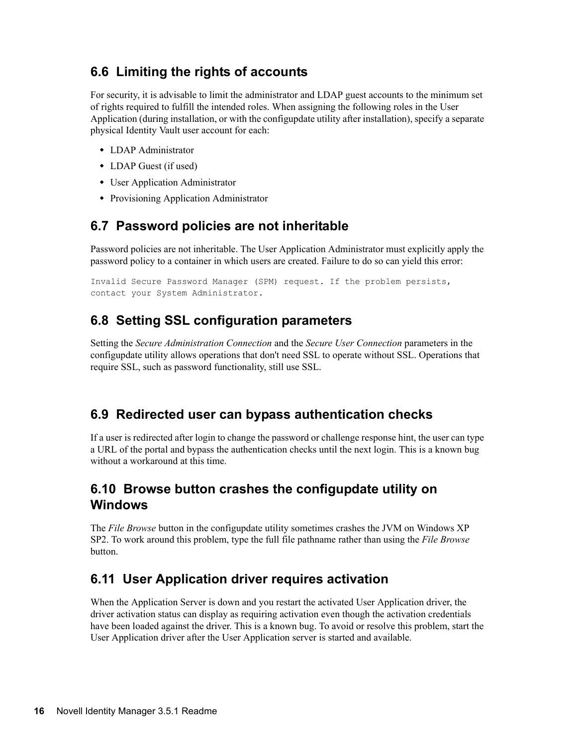## 6.6 Limiting the rights of accounts

For security, it is advisable to limit the administrator and LDAP guest accounts to the minimum set of rights required to fulfill the intended roles. When assigning the following roles in the User Application (during installation, or with the configupdate utility after installation), specify a separate physical Identity Vault user account for each:

- LDAP Administrator
- LDAP Guest (if used)
- User Application Administrator
- Provisioning Application Administrator

## 6.7 Password policies are not inheritable

Password policies are not inheritable. The User Application Administrator must explicitly apply the password policy to a container in which users are created. Failure to do so can yield this error:

```
Invalid Secure Password Manager (SPM) request. If the problem persists,
contact your System Administrator.
```

## 6.8 Setting SSL configuration parameters

Setting the *Secure Administration Connection* and the *Secure User Connection* parameters in the configupdate utility allows operations that don't need SSL to operate without SSL. Operations that require SSL, such as password functionality, still use SSL.

## 6.9 Redirected user can bypass authentication checks

If a user is redirected after login to change the password or challenge response hint, the user can type a URL of the portal and bypass the authentication checks until the next login. This is a known bug without a workaround at this time.

## 6.10 Browse button crashes the configupdate utility on Windows

The *File Browse* button in the configupdate utility sometimes crashes the JVM on Windows XP SP2. To work around this problem, type the full file pathname rather than using the *File Browse* button.

## 6.11 User Application driver requires activation

When the Application Server is down and you restart the activated User Application driver, the driver activation status can display as requiring activation even though the activation credentials have been loaded against the driver. This is a known bug. To avoid or resolve this problem, start the User Application driver after the User Application server is started and available.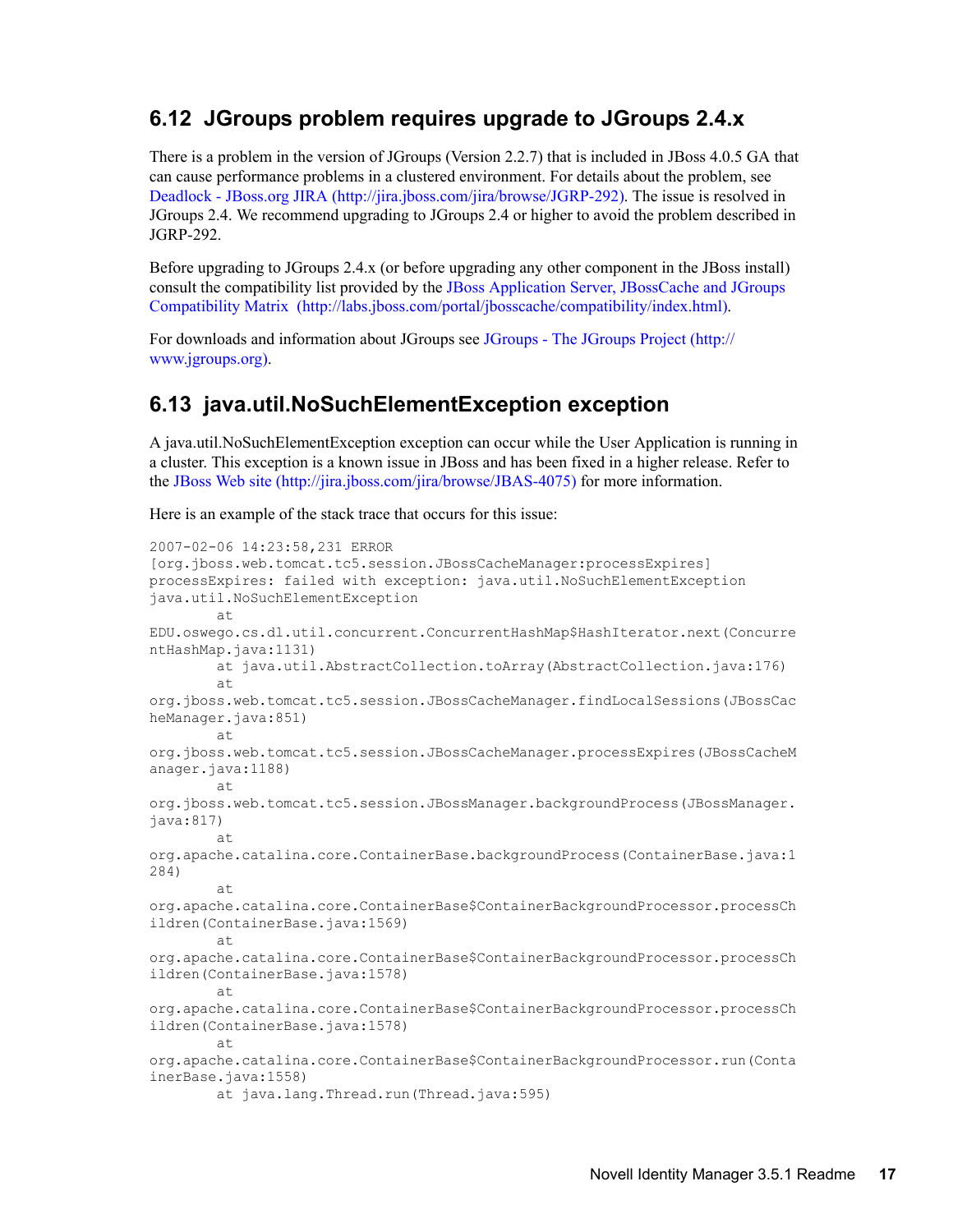## 6.12 JGroups problem requires upgrade to JGroups 2.4.x

There is a problem in the version of JGroups (Version 2.2.7) that is included in JBoss 4.0.5 GA that can cause performance problems in a clustered environment. For details about the problem, see [Deadlock - JBoss.org JIRA (http://jira.jboss.com/jira/browse/JGRP-292)](http://jira.jboss.com/jira/browse/JGRP-292). The issue is resolved in JGroups 2.4. We recommend upgrading to JGroups 2.4 or higher to avoid the problem described in JGRP-292.

Before upgrading to JGroups 2.4.x (or before upgrading any other component in the JBoss install) consult the compatibility list provided by the [JBoss Application Server, JBossCache and JGroups Compatibility Matrix (http://labs.jboss.com/portal/jbosscache/compatibility/index.html)](http://labs.jboss.com/portal/jbosscache/compatibility/index.html).

For downloads and information about JGroups see [JGroups - The JGroups Project (http://www.jgroups.org)](http://www.jgroups.org).

## 6.13 java.util.NoSuchElementException exception

A java.util.NoSuchElementException exception can occur while the User Application is running in a cluster. This exception is a known issue in JBoss and has been fixed in a higher release. Refer to the [JBoss Web site (http://jira.jboss.com/jira/browse/JBAS-4075)](http://jira.jboss.com/jira/browse/JBAS-4075) for more information.

Here is an example of the stack trace that occurs for this issue:

```
2007-02-06 14:23:58,231 ERROR
[org.jboss.web.tomcat.tc5.session.JBossCacheManager:processExpires]
processExpires: failed with exception: java.util.NoSuchElementException
java.util.NoSuchElementException
        at
EDU.oswego.cs.dl.util.concurrent.ConcurrentHashMap$HashIterator.next(Concurre
ntHashMap.java:1131)
        at java.util.AbstractCollection.toArray(AbstractCollection.java:176)
        at
org.jboss.web.tomcat.tc5.session.JBossCacheManager.findLocalSessions(JBossCac
heManager.java:851)
        at
org.jboss.web.tomcat.tc5.session.JBossCacheManager.processExpires(JBossCacheM
anager.java:1188)
        at
org.jboss.web.tomcat.tc5.session.JBossManager.backgroundProcess(JBossManager.
java:817)
        at
org.apache.catalina.core.ContainerBase.backgroundProcess(ContainerBase.java:1
284)
        at
org.apache.catalina.core.ContainerBase$ContainerBackgroundProcessor.processCh
ildren(ContainerBase.java:1569)
        at
org.apache.catalina.core.ContainerBase$ContainerBackgroundProcessor.processCh
ildren(ContainerBase.java:1578)
        at
org.apache.catalina.core.ContainerBase$ContainerBackgroundProcessor.processCh
ildren(ContainerBase.java:1578)
        at
org.apache.catalina.core.ContainerBase$ContainerBackgroundProcessor.run(Conta
inerBase.java:1558)
        at java.lang.Thread.run(Thread.java:595)
```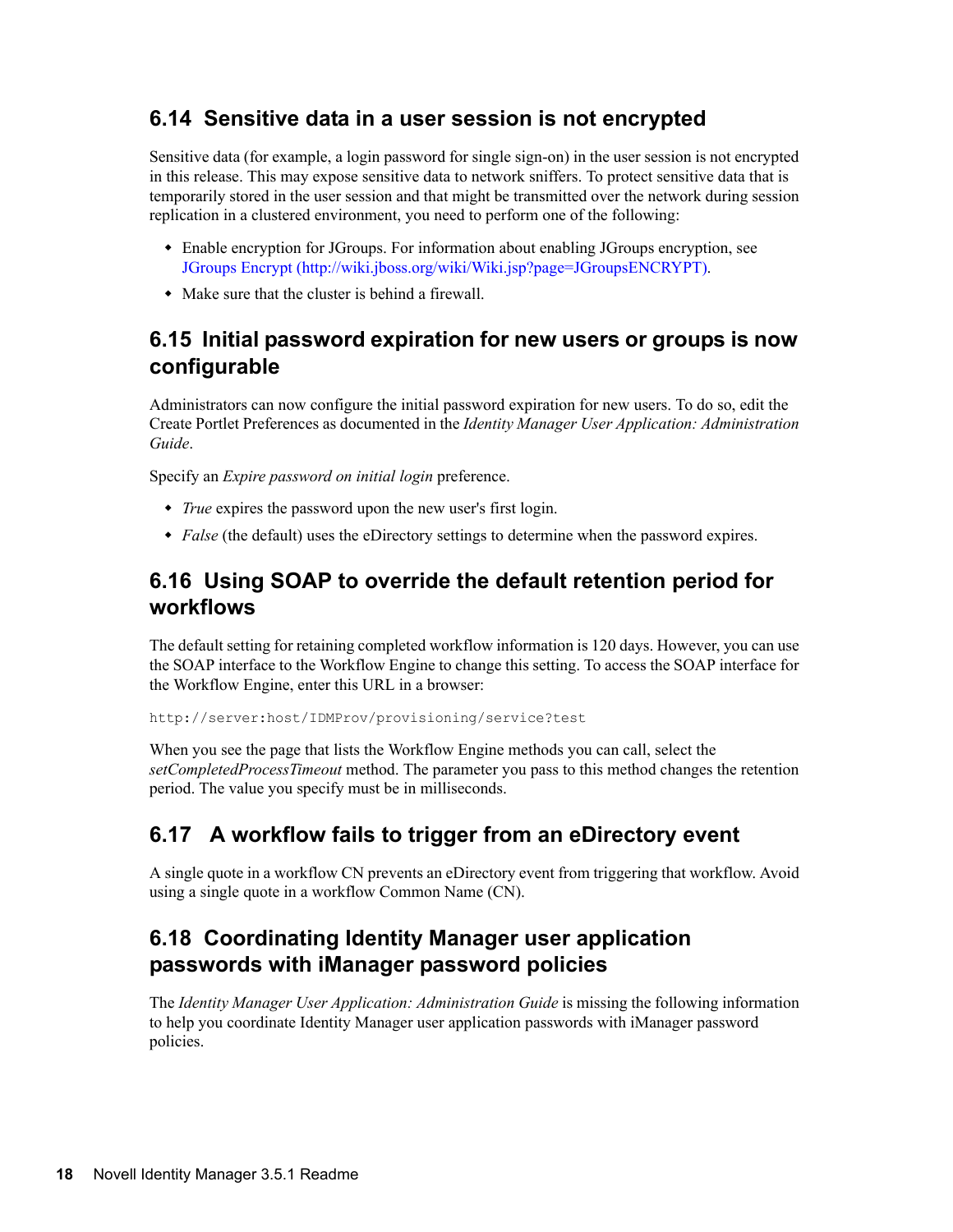## 6.14 Sensitive data in a user session is not encrypted

Sensitive data (for example, a login password for single sign-on) in the user session is not encrypted in this release. This may expose sensitive data to network sniffers. To protect sensitive data that is temporarily stored in the user session and that might be transmitted over the network during session replication in a clustered environment, you need to perform one of the following:

- Enable encryption for JGroups. For information about enabling JGroups encryption, see JGroups Encrypt (http://wiki.jboss.org/wiki/Wiki.jsp?page=JGroupsENCRYPT).
- Make sure that the cluster is behind a firewall.

## 6.15 Initial password expiration for new users or groups is now configurable

Administrators can now configure the initial password expiration for new users. To do so, edit the Create Portlet Preferences as documented in the *Identity Manager User Application: Administration Guide*.

Specify an *Expire password on initial login* preference.

- *True* expires the password upon the new user's first login.
- *False* (the default) uses the eDirectory settings to determine when the password expires.

## 6.16 Using SOAP to override the default retention period for workflows

The default setting for retaining completed workflow information is 120 days. However, you can use the SOAP interface to the Workflow Engine to change this setting. To access the SOAP interface for the Workflow Engine, enter this URL in a browser:

```
http://server:host/IDMProv/provisioning/service?test
```

When you see the page that lists the Workflow Engine methods you can call, select the *setCompletedProcessTimeout* method. The parameter you pass to this method changes the retention period. The value you specify must be in milliseconds.

## 6.17 A workflow fails to trigger from an eDirectory event

A single quote in a workflow CN prevents an eDirectory event from triggering that workflow. Avoid using a single quote in a workflow Common Name (CN).

## 6.18 Coordinating Identity Manager user application passwords with iManager password policies

The *Identity Manager User Application: Administration Guide* is missing the following information to help you coordinate Identity Manager user application passwords with iManager password policies.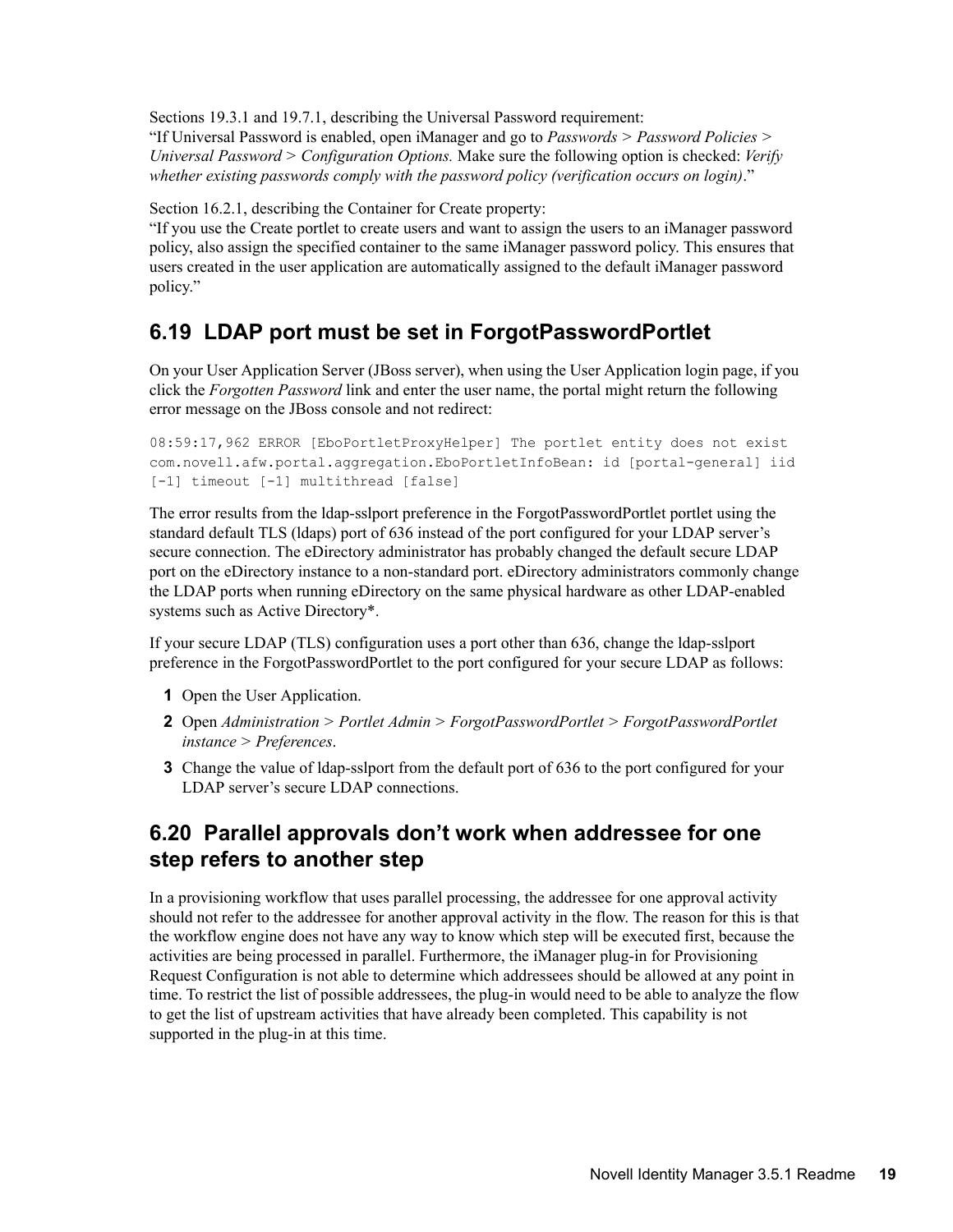Sections 19.3.1 and 19.7.1, describing the Universal Password requirement:
"If Universal Password is enabled, open iManager and go to *Passwords* > *Password Policies* > *Universal Password* > *Configuration Options.* Make sure the following option is checked: *Verify whether existing passwords comply with the password policy (verification occurs on login)*."

Section 16.2.1, describing the Container for Create property:
"If you use the Create portlet to create users and want to assign the users to an iManager password policy, also assign the specified container to the same iManager password policy. This ensures that users created in the user application are automatically assigned to the default iManager password policy."

## 6.19 LDAP port must be set in ForgotPasswordPortlet

On your User Application Server (JBoss server), when using the User Application login page, if you click the *Forgotten Password* link and enter the user name, the portal might return the following error message on the JBoss console and not redirect:

```
08:59:17,962 ERROR [EboPortletProxyHelper] The portlet entity does not exist
com.novell.afw.portal.aggregation.EboPortletInfoBean: id [portal-general] iid
[-1] timeout [-1] multithread [false]
```

The error results from the ldap-sslport preference in the ForgotPasswordPortlet portlet using the standard default TLS (ldaps) port of 636 instead of the port configured for your LDAP server's secure connection. The eDirectory administrator has probably changed the default secure LDAP port on the eDirectory instance to a non-standard port. eDirectory administrators commonly change the LDAP ports when running eDirectory on the same physical hardware as other LDAP-enabled systems such as Active Directory*.

If your secure LDAP (TLS) configuration uses a port other than 636, change the ldap-sslport preference in the ForgotPasswordPortlet to the port configured for your secure LDAP as follows:

1. Open the User Application.
2. Open *Administration* > *Portlet Admin* > *ForgotPasswordPortlet* > *ForgotPasswordPortlet instance* > *Preferences*.
3. Change the value of ldap-sslport from the default port of 636 to the port configured for your LDAP server's secure LDAP connections.

## 6.20 Parallel approvals don't work when addressee for one step refers to another step

In a provisioning workflow that uses parallel processing, the addressee for one approval activity should not refer to the addressee for another approval activity in the flow. The reason for this is that the workflow engine does not have any way to know which step will be executed first, because the activities are being processed in parallel. Furthermore, the iManager plug-in for Provisioning Request Configuration is not able to determine which addressees should be allowed at any point in time. To restrict the list of possible addressees, the plug-in would need to be able to analyze the flow to get the list of upstream activities that have already been completed. This capability is not supported in the plug-in at this time.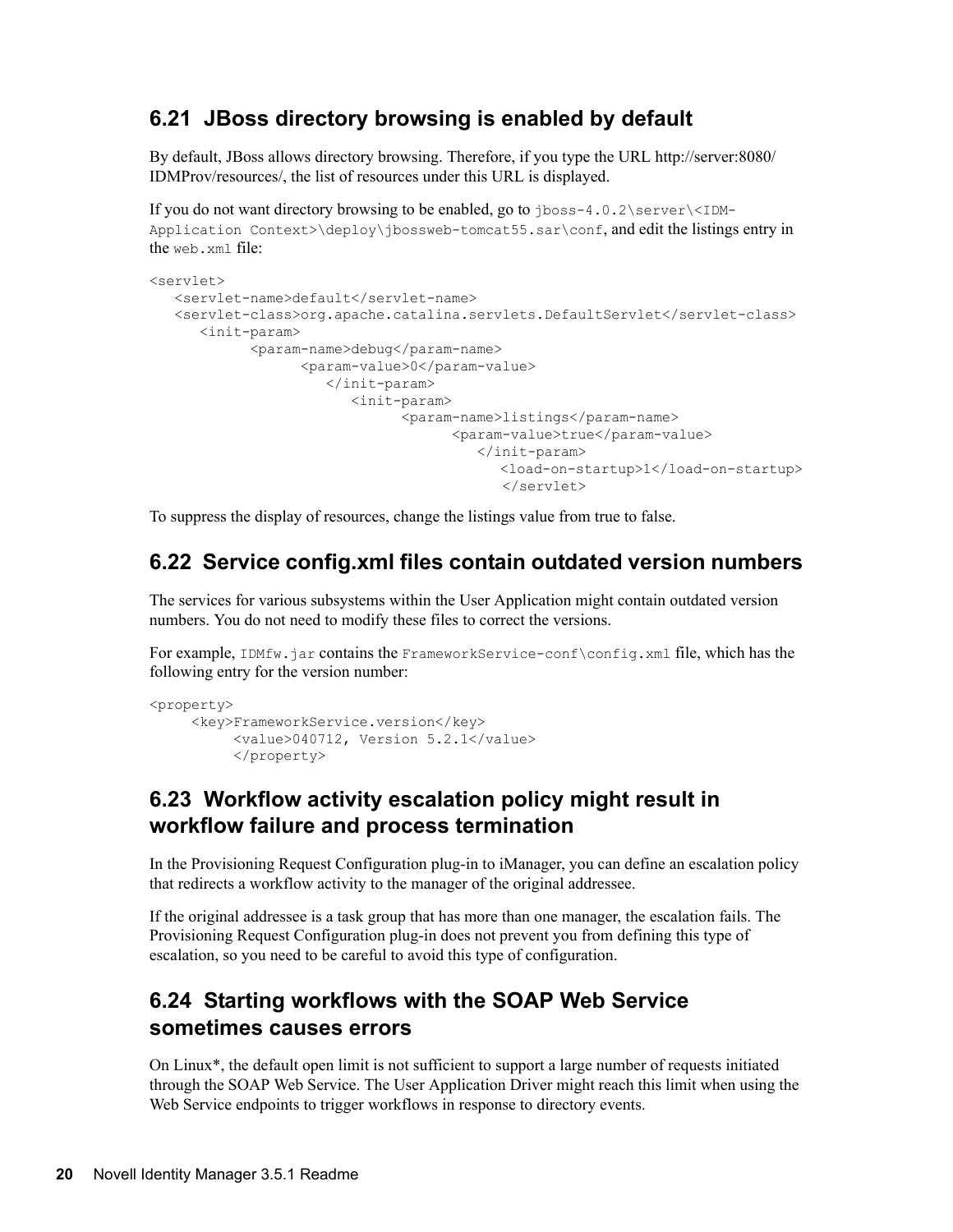## 6.21 JBoss directory browsing is enabled by default

By default, JBoss allows directory browsing. Therefore, if you type the URL http://server:8080/IDMProv/resources/, the list of resources under this URL is displayed.

If you do not want directory browsing to be enabled, go to `jboss-4.0.2\server\<IDM-Application Context>\deploy\jbossweb-tomcat55.sar\conf`, and edit the listings entry in the `web.xml` file:

```
<servlet>
   <servlet-name>default</servlet-name>
   <servlet-class>org.apache.catalina.servlets.DefaultServlet</servlet-class>
      <init-param>
            <param-name>debug</param-name>
                  <param-value>0</param-value>
                     </init-param>
                        <init-param>
                              <param-name>listings</param-name>
                                    <param-value>true</param-value>
                                       </init-param>
                                          <load-on-startup>1</load-on-startup>
                                          </servlet>
```

To suppress the display of resources, change the listings value from true to false.

## 6.22 Service config.xml files contain outdated version numbers

The services for various subsystems within the User Application might contain outdated version numbers. You do not need to modify these files to correct the versions.

For example, `IDMfw.jar` contains the `FrameworkService-conf\config.xml` file, which has the following entry for the version number:

```
<property>
     <key>FrameworkService.version</key>
          <value>040712, Version 5.2.1</value>
          </property>
```

## 6.23 Workflow activity escalation policy might result in workflow failure and process termination

In the Provisioning Request Configuration plug-in to iManager, you can define an escalation policy that redirects a workflow activity to the manager of the original addressee.

If the original addressee is a task group that has more than one manager, the escalation fails. The Provisioning Request Configuration plug-in does not prevent you from defining this type of escalation, so you need to be careful to avoid this type of configuration.

## 6.24 Starting workflows with the SOAP Web Service sometimes causes errors

On Linux*, the default open limit is not sufficient to support a large number of requests initiated through the SOAP Web Service. The User Application Driver might reach this limit when using the Web Service endpoints to trigger workflows in response to directory events.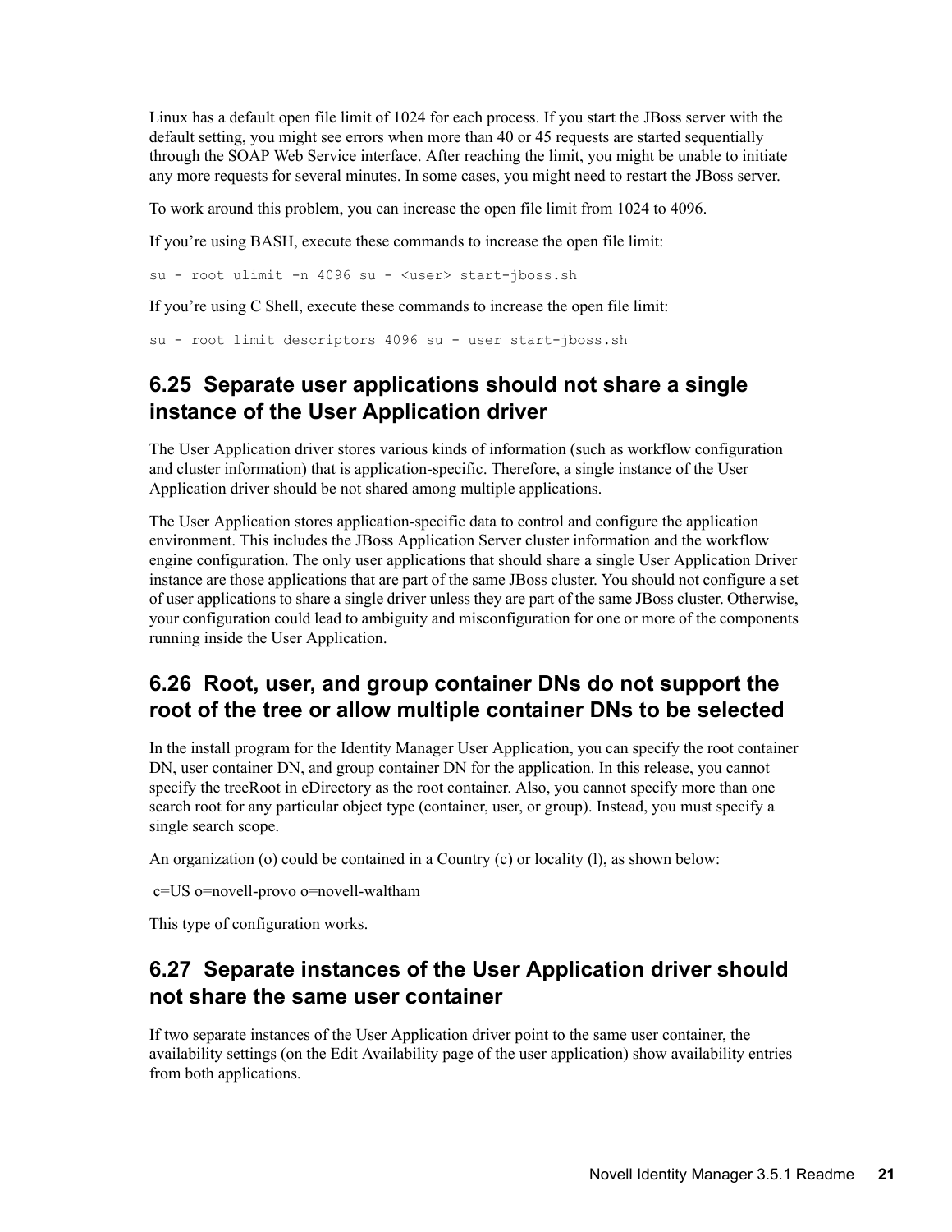Linux has a default open file limit of 1024 for each process. If you start the JBoss server with the default setting, you might see errors when more than 40 or 45 requests are started sequentially through the SOAP Web Service interface. After reaching the limit, you might be unable to initiate any more requests for several minutes. In some cases, you might need to restart the JBoss server.

To work around this problem, you can increase the open file limit from 1024 to 4096.

If you're using BASH, execute these commands to increase the open file limit:

```
su - root ulimit -n 4096 su - <user> start-jboss.sh
```

If you're using C Shell, execute these commands to increase the open file limit:

```
su - root limit descriptors 4096 su - user start-jboss.sh
```

## 6.25 Separate user applications should not share a single instance of the User Application driver

The User Application driver stores various kinds of information (such as workflow configuration and cluster information) that is application-specific. Therefore, a single instance of the User Application driver should be not shared among multiple applications.

The User Application stores application-specific data to control and configure the application environment. This includes the JBoss Application Server cluster information and the workflow engine configuration. The only user applications that should share a single User Application Driver instance are those applications that are part of the same JBoss cluster. You should not configure a set of user applications to share a single driver unless they are part of the same JBoss cluster. Otherwise, your configuration could lead to ambiguity and misconfiguration for one or more of the components running inside the User Application.

## 6.26 Root, user, and group container DNs do not support the root of the tree or allow multiple container DNs to be selected

In the install program for the Identity Manager User Application, you can specify the root container DN, user container DN, and group container DN for the application. In this release, you cannot specify the treeRoot in eDirectory as the root container. Also, you cannot specify more than one search root for any particular object type (container, user, or group). Instead, you must specify a single search scope.

An organization (o) could be contained in a Country (c) or locality (l), as shown below:

c=US o=novell-provo o=novell-waltham

This type of configuration works.

## 6.27 Separate instances of the User Application driver should not share the same user container

If two separate instances of the User Application driver point to the same user container, the availability settings (on the Edit Availability page of the user application) show availability entries from both applications.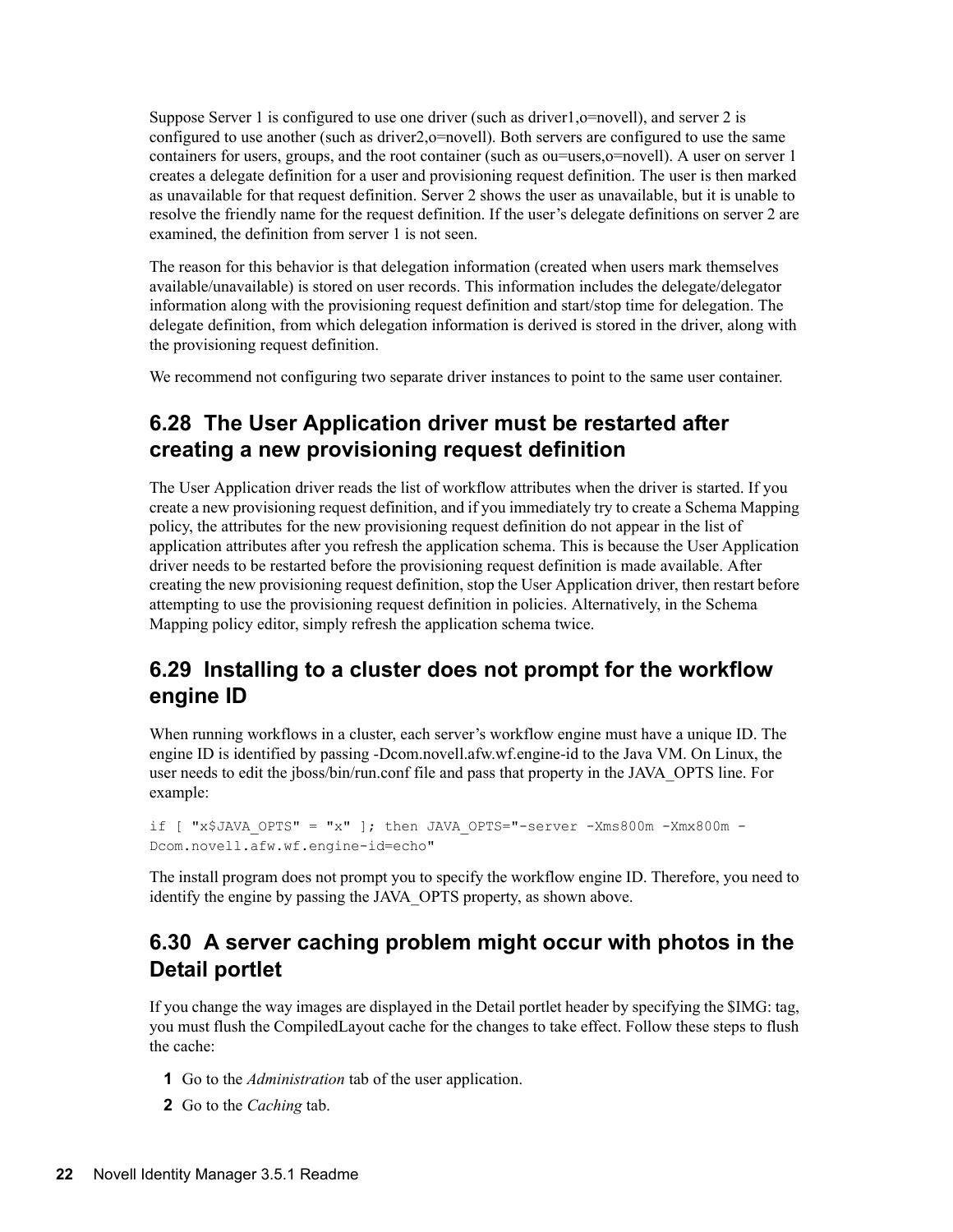Suppose Server 1 is configured to use one driver (such as driver1,o=novell), and server 2 is configured to use another (such as driver2,o=novell). Both servers are configured to use the same containers for users, groups, and the root container (such as ou=users,o=novell). A user on server 1 creates a delegate definition for a user and provisioning request definition. The user is then marked as unavailable for that request definition. Server 2 shows the user as unavailable, but it is unable to resolve the friendly name for the request definition. If the user's delegate definitions on server 2 are examined, the definition from server 1 is not seen.

The reason for this behavior is that delegation information (created when users mark themselves available/unavailable) is stored on user records. This information includes the delegate/delegator information along with the provisioning request definition and start/stop time for delegation. The delegate definition, from which delegation information is derived is stored in the driver, along with the provisioning request definition.

We recommend not configuring two separate driver instances to point to the same user container.

## 6.28 The User Application driver must be restarted after creating a new provisioning request definition

The User Application driver reads the list of workflow attributes when the driver is started. If you create a new provisioning request definition, and if you immediately try to create a Schema Mapping policy, the attributes for the new provisioning request definition do not appear in the list of application attributes after you refresh the application schema. This is because the User Application driver needs to be restarted before the provisioning request definition is made available. After creating the new provisioning request definition, stop the User Application driver, then restart before attempting to use the provisioning request definition in policies. Alternatively, in the Schema Mapping policy editor, simply refresh the application schema twice.

## 6.29 Installing to a cluster does not prompt for the workflow engine ID

When running workflows in a cluster, each server's workflow engine must have a unique ID. The engine ID is identified by passing -Dcom.novell.afw.wf.engine-id to the Java VM. On Linux, the user needs to edit the jboss/bin/run.conf file and pass that property in the JAVA_OPTS line. For example:

```
if [ "x$JAVA_OPTS" = "x" ]; then JAVA_OPTS="-server -Xms800m -Xmx800m -
Dcom.novell.afw.wf.engine-id=echo"
```

The install program does not prompt you to specify the workflow engine ID. Therefore, you need to identify the engine by passing the JAVA_OPTS property, as shown above.

## 6.30 A server caching problem might occur with photos in the Detail portlet

If you change the way images are displayed in the Detail portlet header by specifying the $IMG: tag, you must flush the CompiledLayout cache for the changes to take effect. Follow these steps to flush the cache:

1. Go to the *Administration* tab of the user application.
2. Go to the *Caching* tab.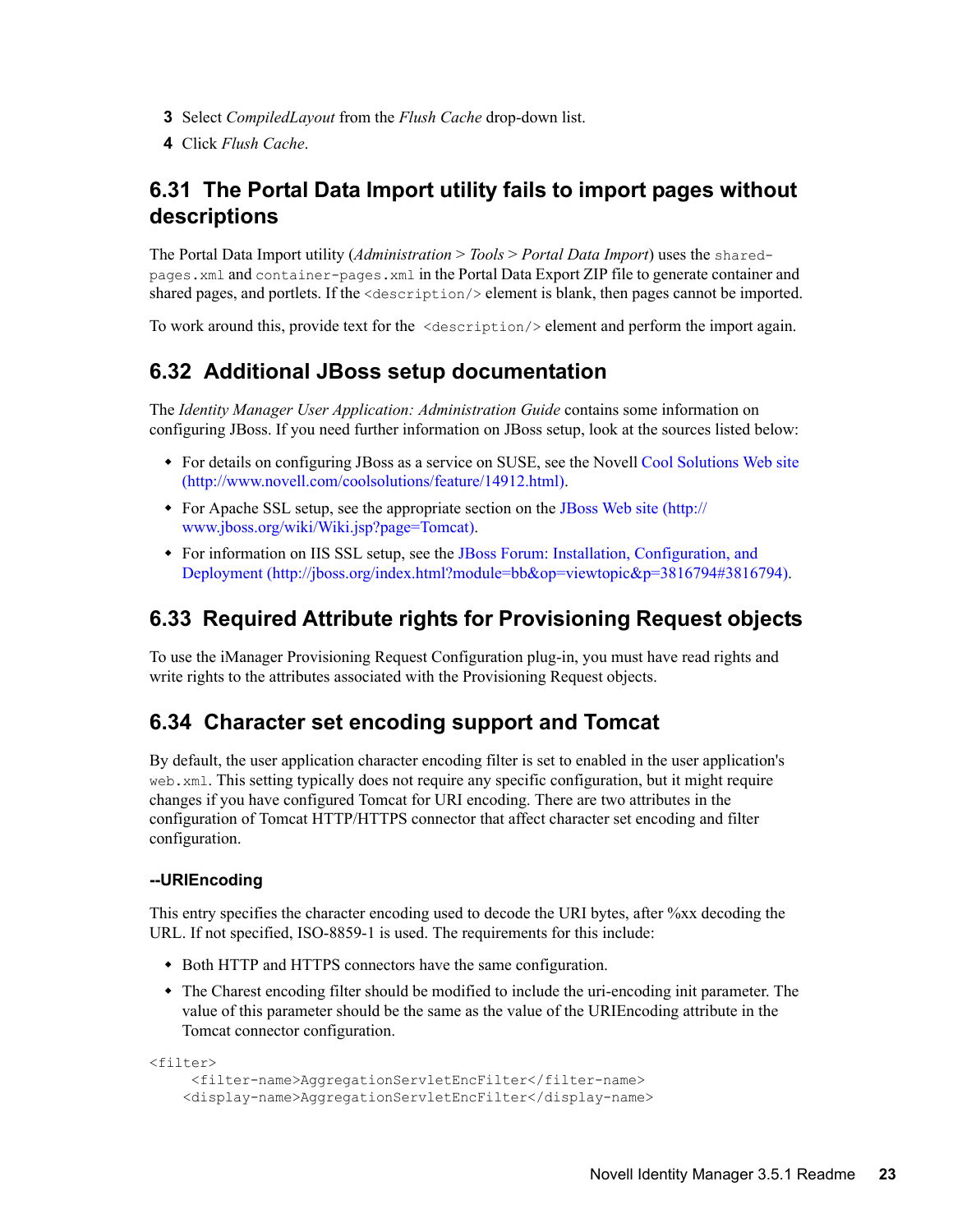3 Select *CompiledLayout* from the *Flush Cache* drop-down list.

4 Click *Flush Cache*.

## 6.31 The Portal Data Import utility fails to import pages without descriptions

The Portal Data Import utility (*Administration* > *Tools* > *Portal Data Import*) uses the `shared-pages.xml` and `container-pages.xml` in the Portal Data Export ZIP file to generate container and shared pages, and portlets. If the `<description/>` element is blank, then pages cannot be imported.

To work around this, provide text for the `<description/>` element and perform the import again.

## 6.32 Additional JBoss setup documentation

The *Identity Manager User Application: Administration Guide* contains some information on configuring JBoss. If you need further information on JBoss setup, look at the sources listed below:

- For details on configuring JBoss as a service on SUSE, see the Novell Cool Solutions Web site (http://www.novell.com/coolsolutions/feature/14912.html).
- For Apache SSL setup, see the appropriate section on the JBoss Web site (http://www.jboss.org/wiki/Wiki.jsp?page=Tomcat).
- For information on IIS SSL setup, see the JBoss Forum: Installation, Configuration, and Deployment (http://jboss.org/index.html?module=bb&op=viewtopic&p=3816794#3816794).

## 6.33 Required Attribute rights for Provisioning Request objects

To use the iManager Provisioning Request Configuration plug-in, you must have read rights and write rights to the attributes associated with the Provisioning Request objects.

## 6.34 Character set encoding support and Tomcat

By default, the user application character encoding filter is set to enabled in the user application's `web.xml`. This setting typically does not require any specific configuration, but it might require changes if you have configured Tomcat for URI encoding. There are two attributes in the configuration of Tomcat HTTP/HTTPS connector that affect character set encoding and filter configuration.

#### --URIEncoding

This entry specifies the character encoding used to decode the URI bytes, after %xx decoding the URL. If not specified, ISO-8859-1 is used. The requirements for this include:

- Both HTTP and HTTPS connectors have the same configuration.
- The Charest encoding filter should be modified to include the uri-encoding init parameter. The value of this parameter should be the same as the value of the URIEncoding attribute in the Tomcat connector configuration.

```
<filter>
     <filter-name>AggregationServletEncFilter</filter-name>
    <display-name>AggregationServletEncFilter</display-name>
```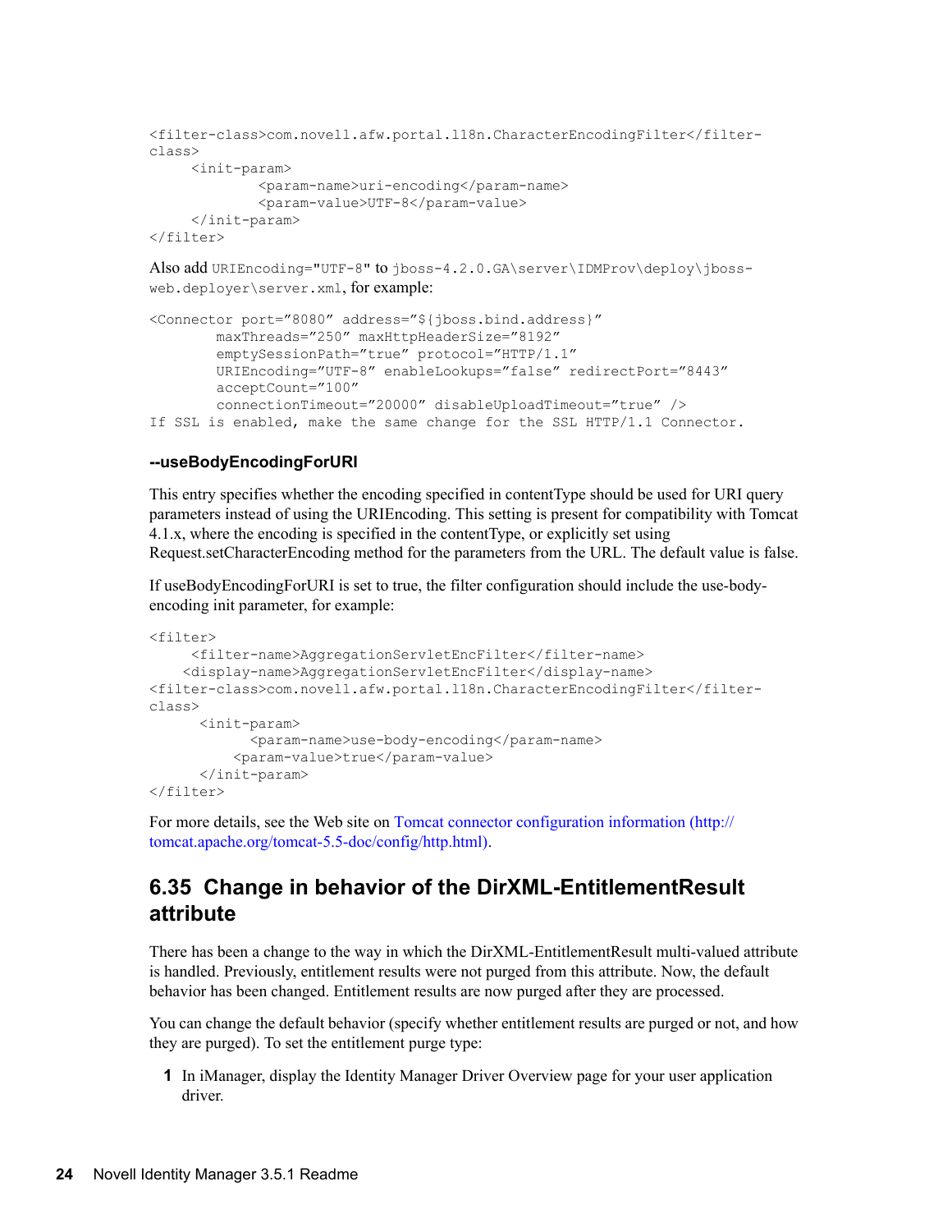```
<filter-class>com.novell.afw.portal.l18n.CharacterEncodingFilter</filter-
class>
     <init-param>
             <param-name>uri-encoding</param-name>
             <param-value>UTF-8</param-value>
     </init-param>
</filter>
```

Also add `URIEncoding="UTF-8"` to `jboss-4.2.0.GA\server\IDMProv\deploy\jboss-web.deployer\server.xml`, for example:

```
<Connector port="8080" address="${jboss.bind.address}"
        maxThreads="250" maxHttpHeaderSize="8192"
        emptySessionPath="true" protocol="HTTP/1.1"
        URIEncoding="UTF-8" enableLookups="false" redirectPort="8443"
        acceptCount="100"
        connectionTimeout="20000" disableUploadTimeout="true" />
If SSL is enabled, make the same change for the SSL HTTP/1.1 Connector.
```

#### --useBodyEncodingForURI

This entry specifies whether the encoding specified in contentType should be used for URI query parameters instead of using the URIEncoding. This setting is present for compatibility with Tomcat 4.1.x, where the encoding is specified in the contentType, or explicitly set using Request.setCharacterEncoding method for the parameters from the URL. The default value is false.

If useBodyEncodingForURI is set to true, the filter configuration should include the use-body-encoding init parameter, for example:

```
<filter>
     <filter-name>AggregationServletEncFilter</filter-name>
    <display-name>AggregationServletEncFilter</display-name>
<filter-class>com.novell.afw.portal.l18n.CharacterEncodingFilter</filter-
class>
      <init-param>
            <param-name>use-body-encoding</param-name>
          <param-value>true</param-value>
      </init-param>
</filter>
```

For more details, see the Web site on [Tomcat connector configuration information (http://tomcat.apache.org/tomcat-5.5-doc/config/http.html)](http://tomcat.apache.org/tomcat-5.5-doc/config/http.html).

## 6.35 Change in behavior of the DirXML-EntitlementResult attribute

There has been a change to the way in which the DirXML-EntitlementResult multi-valued attribute is handled. Previously, entitlement results were not purged from this attribute. Now, the default behavior has been changed. Entitlement results are now purged after they are processed.

You can change the default behavior (specify whether entitlement results are purged or not, and how they are purged). To set the entitlement purge type:

1. In iManager, display the Identity Manager Driver Overview page for your user application driver.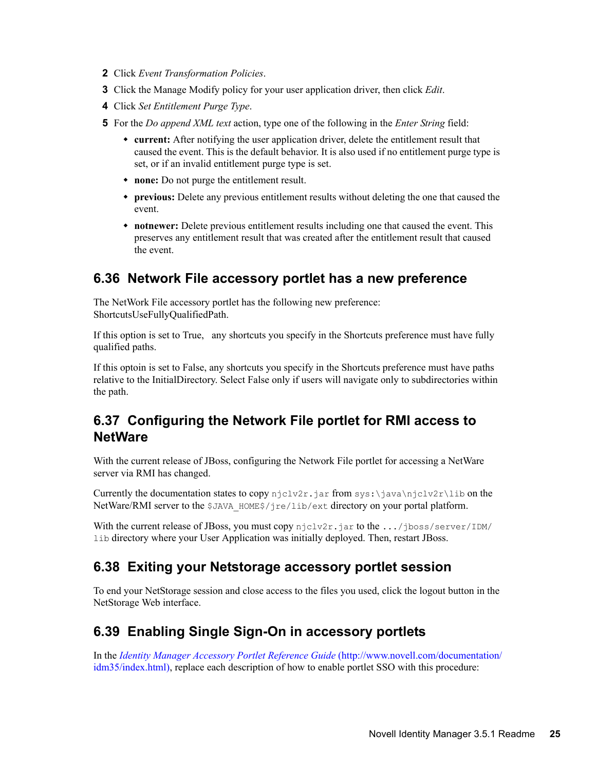2. Click *Event Transformation Policies*.
3. Click the Manage Modify policy for your user application driver, then click *Edit*.
4. Click *Set Entitlement Purge Type*.
5. For the *Do append XML text* action, type one of the following in the *Enter String* field:
   - **current:** After notifying the user application driver, delete the entitlement result that caused the event. This is the default behavior. It is also used if no entitlement purge type is set, or if an invalid entitlement purge type is set.
   - **none:** Do not purge the entitlement result.
   - **previous:** Delete any previous entitlement results without deleting the one that caused the event.
   - **notnewer:** Delete previous entitlement results including one that caused the event. This preserves any entitlement result that was created after the entitlement result that caused the event.

## 6.36 Network File accessory portlet has a new preference

The NetWork File accessory portlet has the following new preference: ShortcutsUseFullyQualifiedPath.

If this option is set to True,  any shortcuts you specify in the Shortcuts preference must have fully qualified paths.

If this optoin is set to False, any shortcuts you specify in the Shortcuts preference must have paths relative to the InitialDirectory. Select False only if users will navigate only to subdirectories within the path.

## 6.37 Configuring the Network File portlet for RMI access to NetWare

With the current release of JBoss, configuring the Network File portlet for accessing a NetWare server via RMI has changed.

Currently the documentation states to copy `njclv2r.jar` from `sys:\java\njclv2r\lib` on the NetWare/RMI server to the `$JAVA_HOME$/jre/lib/ext` directory on your portal platform.

With the current release of JBoss, you must copy `njclv2r.jar` to the `.../jboss/server/IDM/lib` directory where your User Application was initially deployed. Then, restart JBoss.

## 6.38 Exiting your Netstorage accessory portlet session

To end your NetStorage session and close access to the files you used, click the logout button in the NetStorage Web interface.

## 6.39 Enabling Single Sign-On in accessory portlets

In the *Identity Manager Accessory Portlet Reference Guide* (http://www.novell.com/documentation/idm35/index.html), replace each description of how to enable portlet SSO with this procedure: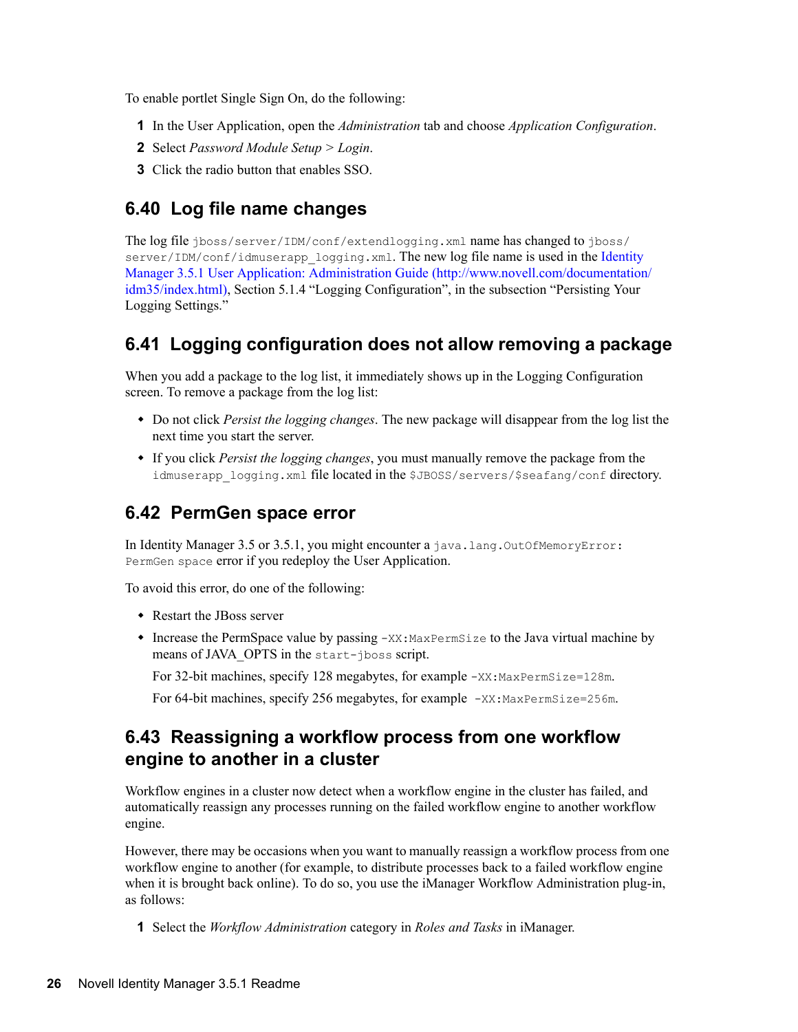To enable portlet Single Sign On, do the following:

1. In the User Application, open the *Administration* tab and choose *Application Configuration*.
2. Select *Password Module Setup* > *Login*.
3. Click the radio button that enables SSO.

## 6.40 Log file name changes

The log file `jboss/server/IDM/conf/extendlogging.xml` name has changed to `jboss/server/IDM/conf/idmuserapp_logging.xml`. The new log file name is used in the Identity Manager 3.5.1 User Application: Administration Guide (http://www.novell.com/documentation/idm35/index.html), Section 5.1.4 “Logging Configuration”, in the subsection “Persisting Your Logging Settings.”

## 6.41 Logging configuration does not allow removing a package

When you add a package to the log list, it immediately shows up in the Logging Configuration screen. To remove a package from the log list:

- Do not click *Persist the logging changes*. The new package will disappear from the log list the next time you start the server.
- If you click *Persist the logging changes*, you must manually remove the package from the `idmuserapp_logging.xml` file located in the `$JBOSS/servers/$seafang/conf` directory.

## 6.42 PermGen space error

In Identity Manager 3.5 or 3.5.1, you might encounter a `java.lang.OutOfMemoryError: PermGen space` error if you redeploy the User Application.

To avoid this error, do one of the following:

- Restart the JBoss server
- Increase the PermSpace value by passing `-XX:MaxPermSize` to the Java virtual machine by means of JAVA_OPTS in the `start-jboss` script.

  For 32-bit machines, specify 128 megabytes, for example `-XX:MaxPermSize=128m`.

  For 64-bit machines, specify 256 megabytes, for example `-XX:MaxPermSize=256m`.

## 6.43 Reassigning a workflow process from one workflow engine to another in a cluster

Workflow engines in a cluster now detect when a workflow engine in the cluster has failed, and automatically reassign any processes running on the failed workflow engine to another workflow engine.

However, there may be occasions when you want to manually reassign a workflow process from one workflow engine to another (for example, to distribute processes back to a failed workflow engine when it is brought back online). To do so, you use the iManager Workflow Administration plug-in, as follows:

1. Select the *Workflow Administration* category in *Roles and Tasks* in iManager.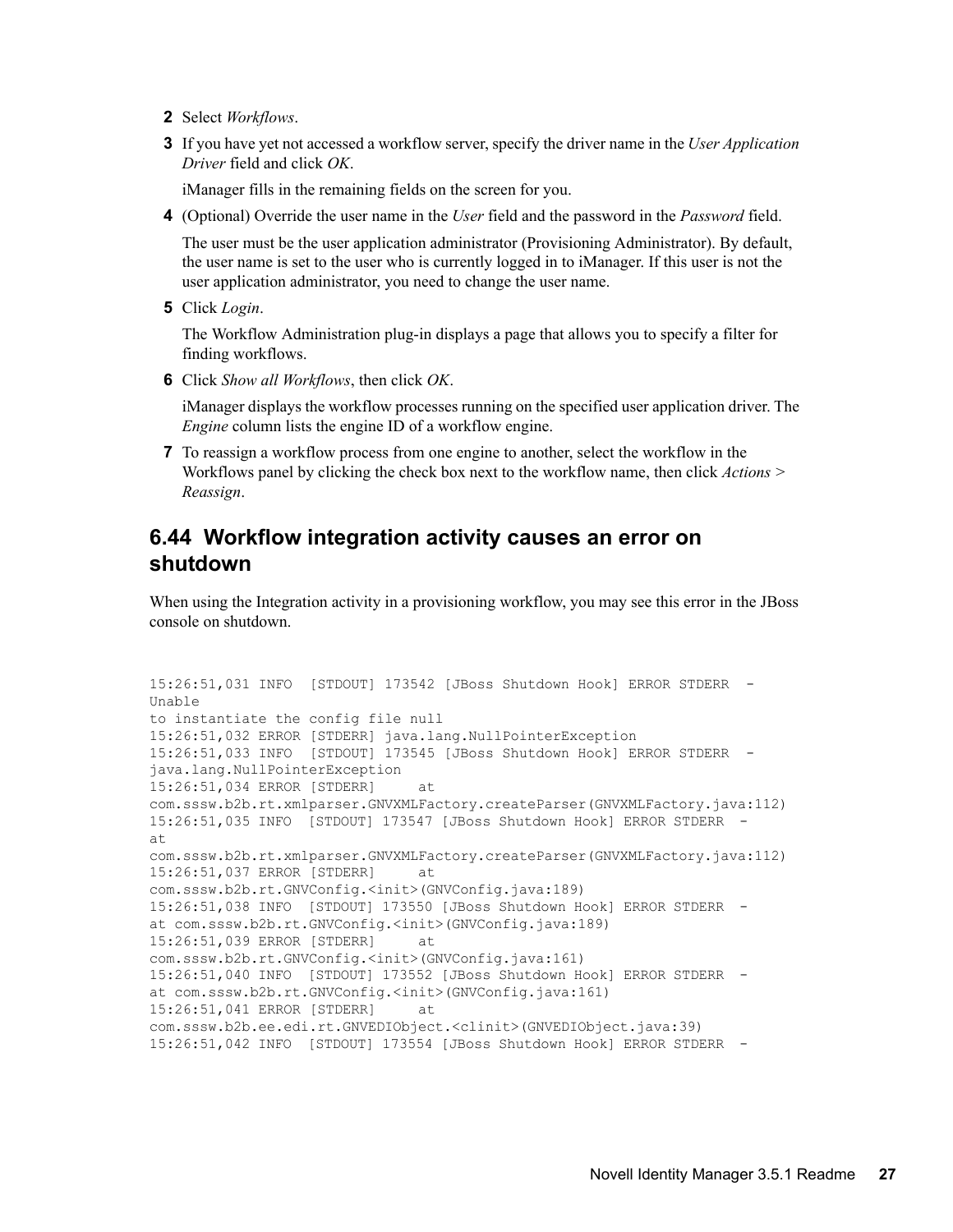2. Select *Workflows*.
3. If you have yet not accessed a workflow server, specify the driver name in the *User Application Driver* field and click *OK*.

   iManager fills in the remaining fields on the screen for you.
4. (Optional) Override the user name in the *User* field and the password in the *Password* field.

   The user must be the user application administrator (Provisioning Administrator). By default, the user name is set to the user who is currently logged in to iManager. If this user is not the user application administrator, you need to change the user name.
5. Click *Login*.

   The Workflow Administration plug-in displays a page that allows you to specify a filter for finding workflows.
6. Click *Show all Workflows*, then click *OK*.

   iManager displays the workflow processes running on the specified user application driver. The *Engine* column lists the engine ID of a workflow engine.
7. To reassign a workflow process from one engine to another, select the workflow in the Workflows panel by clicking the check box next to the workflow name, then click *Actions* > *Reassign*.

## 6.44 Workflow integration activity causes an error on shutdown

When using the Integration activity in a provisioning workflow, you may see this error in the JBoss console on shutdown.

```
15:26:51,031 INFO  [STDOUT] 173542 [JBoss Shutdown Hook] ERROR STDERR  -
Unable
to instantiate the config file null
15:26:51,032 ERROR [STDERR] java.lang.NullPointerException
15:26:51,033 INFO  [STDOUT] 173545 [JBoss Shutdown Hook] ERROR STDERR  -
java.lang.NullPointerException
15:26:51,034 ERROR [STDERR]     at
com.sssw.b2b.rt.xmlparser.GNVXMLFactory.createParser(GNVXMLFactory.java:112)
15:26:51,035 INFO  [STDOUT] 173547 [JBoss Shutdown Hook] ERROR STDERR  -
at
com.sssw.b2b.rt.xmlparser.GNVXMLFactory.createParser(GNVXMLFactory.java:112)
15:26:51,037 ERROR [STDERR]     at
com.sssw.b2b.rt.GNVConfig.<init>(GNVConfig.java:189)
15:26:51,038 INFO  [STDOUT] 173550 [JBoss Shutdown Hook] ERROR STDERR  -
at com.sssw.b2b.rt.GNVConfig.<init>(GNVConfig.java:189)
15:26:51,039 ERROR [STDERR]     at
com.sssw.b2b.rt.GNVConfig.<init>(GNVConfig.java:161)
15:26:51,040 INFO  [STDOUT] 173552 [JBoss Shutdown Hook] ERROR STDERR  -
at com.sssw.b2b.rt.GNVConfig.<init>(GNVConfig.java:161)
15:26:51,041 ERROR [STDERR]     at
com.sssw.b2b.ee.edi.rt.GNVEDIObject.<clinit>(GNVEDIObject.java:39)
15:26:51,042 INFO  [STDOUT] 173554 [JBoss Shutdown Hook] ERROR STDERR  -
```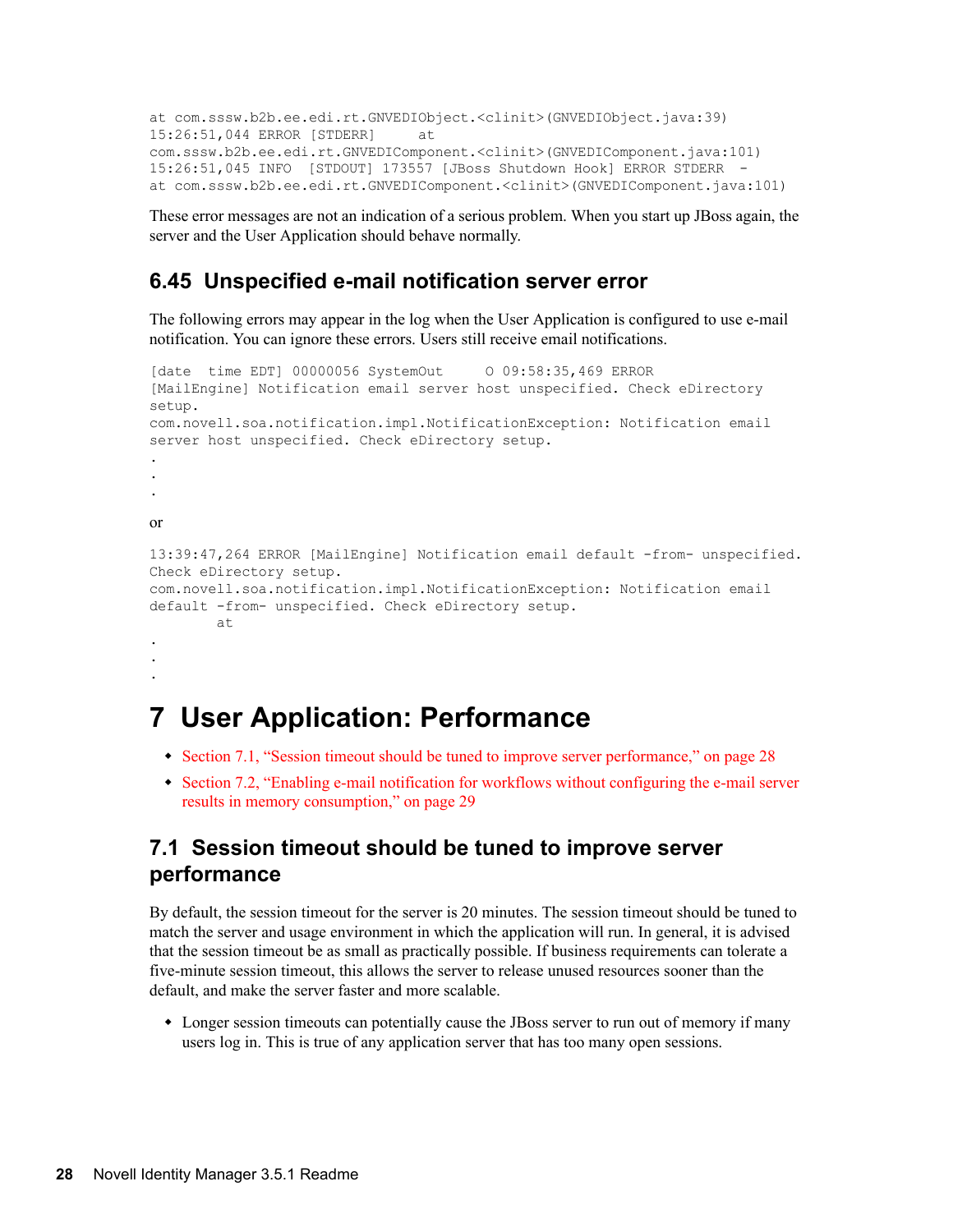```
at com.sssw.b2b.ee.edi.rt.GNVEDIObject.<clinit>(GNVEDIObject.java:39)
15:26:51,044 ERROR [STDERR]     at
com.sssw.b2b.ee.edi.rt.GNVEDIComponent.<clinit>(GNVEDIComponent.java:101)
15:26:51,045 INFO  [STDOUT] 173557 [JBoss Shutdown Hook] ERROR STDERR  -
at com.sssw.b2b.ee.edi.rt.GNVEDIComponent.<clinit>(GNVEDIComponent.java:101)
```

These error messages are not an indication of a serious problem. When you start up JBoss again, the server and the User Application should behave normally.

## 6.45 Unspecified e-mail notification server error

The following errors may appear in the log when the User Application is configured to use e-mail notification. You can ignore these errors. Users still receive email notifications.

```
[date  time EDT] 00000056 SystemOut     O 09:58:35,469 ERROR
[MailEngine] Notification email server host unspecified. Check eDirectory
setup.
com.novell.soa.notification.impl.NotificationException: Notification email
server host unspecified. Check eDirectory setup.
.
.
.
```

or

```
13:39:47,264 ERROR [MailEngine] Notification email default -from- unspecified.
Check eDirectory setup.
com.novell.soa.notification.impl.NotificationException: Notification email
default -from- unspecified. Check eDirectory setup.
        at
.
.
.
```

# 7 User Application: Performance

- Section 7.1, "Session timeout should be tuned to improve server performance," on page 28
- Section 7.2, "Enabling e-mail notification for workflows without configuring the e-mail server results in memory consumption," on page 29

## 7.1 Session timeout should be tuned to improve server performance

By default, the session timeout for the server is 20 minutes. The session timeout should be tuned to match the server and usage environment in which the application will run. In general, it is advised that the session timeout be as small as practically possible. If business requirements can tolerate a five-minute session timeout, this allows the server to release unused resources sooner than the default, and make the server faster and more scalable.

- Longer session timeouts can potentially cause the JBoss server to run out of memory if many users log in. This is true of any application server that has too many open sessions.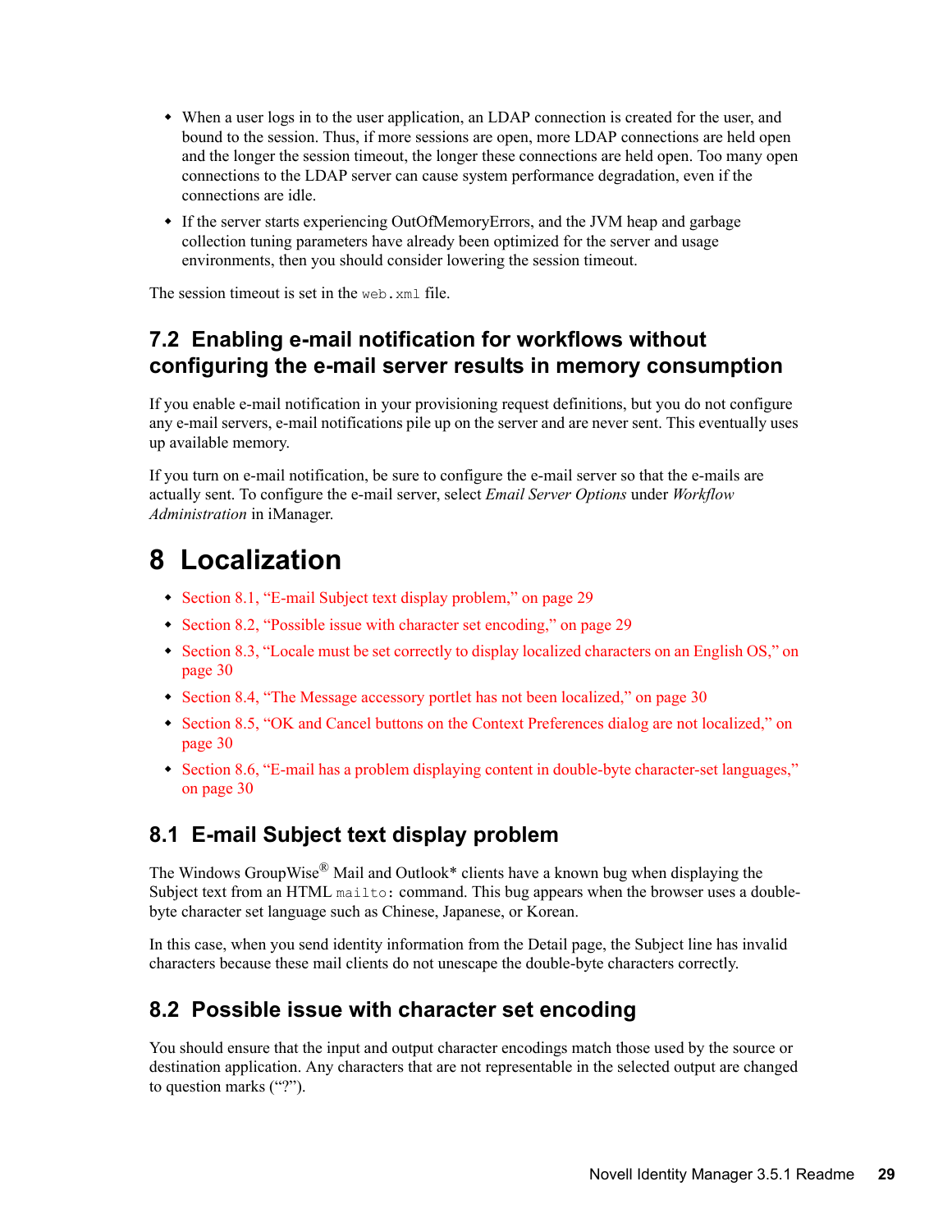- When a user logs in to the user application, an LDAP connection is created for the user, and bound to the session. Thus, if more sessions are open, more LDAP connections are held open and the longer the session timeout, the longer these connections are held open. Too many open connections to the LDAP server can cause system performance degradation, even if the connections are idle.
- If the server starts experiencing OutOfMemoryErrors, and the JVM heap and garbage collection tuning parameters have already been optimized for the server and usage environments, then you should consider lowering the session timeout.

The session timeout is set in the `web.xml` file.

## 7.2 Enabling e-mail notification for workflows without configuring the e-mail server results in memory consumption

If you enable e-mail notification in your provisioning request definitions, but you do not configure any e-mail servers, e-mail notifications pile up on the server and are never sent. This eventually uses up available memory.

If you turn on e-mail notification, be sure to configure the e-mail server so that the e-mails are actually sent. To configure the e-mail server, select *Email Server Options* under *Workflow Administration* in iManager.

# 8 Localization

- Section 8.1, "E-mail Subject text display problem," on page 29
- Section 8.2, "Possible issue with character set encoding," on page 29
- Section 8.3, "Locale must be set correctly to display localized characters on an English OS," on page 30
- Section 8.4, "The Message accessory portlet has not been localized," on page 30
- Section 8.5, "OK and Cancel buttons on the Context Preferences dialog are not localized," on page 30
- Section 8.6, "E-mail has a problem displaying content in double-byte character-set languages," on page 30

## 8.1 E-mail Subject text display problem

The Windows GroupWise® Mail and Outlook* clients have a known bug when displaying the Subject text from an HTML `mailto:` command. This bug appears when the browser uses a double-byte character set language such as Chinese, Japanese, or Korean.

In this case, when you send identity information from the Detail page, the Subject line has invalid characters because these mail clients do not unescape the double-byte characters correctly.

## 8.2 Possible issue with character set encoding

You should ensure that the input and output character encodings match those used by the source or destination application. Any characters that are not representable in the selected output are changed to question marks ("?").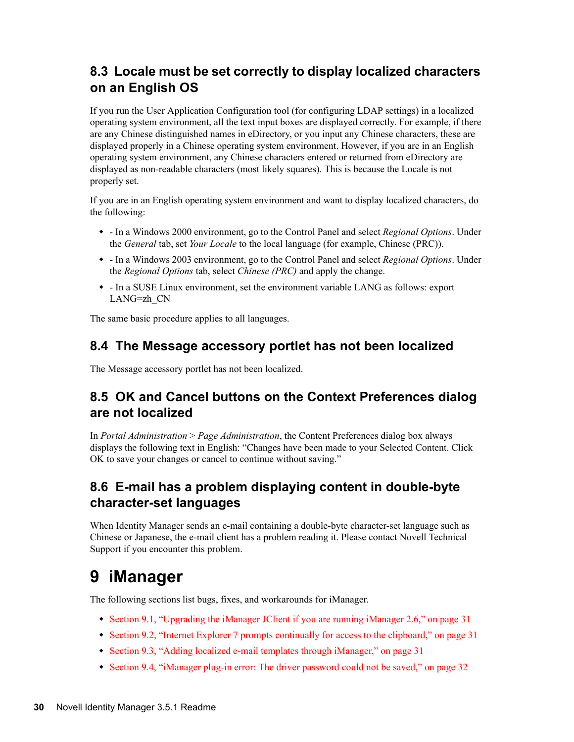## 8.3 Locale must be set correctly to display localized characters on an English OS

If you run the User Application Configuration tool (for configuring LDAP settings) in a localized operating system environment, all the text input boxes are displayed correctly. For example, if there are any Chinese distinguished names in eDirectory, or you input any Chinese characters, these are displayed properly in a Chinese operating system environment. However, if you are in an English operating system environment, any Chinese characters entered or returned from eDirectory are displayed as non-readable characters (most likely squares). This is because the Locale is not properly set.

If you are in an English operating system environment and want to display localized characters, do the following:

- - In a Windows 2000 environment, go to the Control Panel and select *Regional Options*. Under the *General* tab, set *Your Locale* to the local language (for example, Chinese (PRC)).
- - In a Windows 2003 environment, go to the Control Panel and select *Regional Options*. Under the *Regional Options* tab, select *Chinese (PRC)* and apply the change.
- - In a SUSE Linux environment, set the environment variable LANG as follows: export LANG=zh_CN

The same basic procedure applies to all languages.

## 8.4 The Message accessory portlet has not been localized

The Message accessory portlet has not been localized.

## 8.5 OK and Cancel buttons on the Context Preferences dialog are not localized

In *Portal Administration* > *Page Administration*, the Content Preferences dialog box always displays the following text in English: “Changes have been made to your Selected Content. Click OK to save your changes or cancel to continue without saving.”

## 8.6 E-mail has a problem displaying content in double-byte character-set languages

When Identity Manager sends an e-mail containing a double-byte character-set language such as Chinese or Japanese, the e-mail client has a problem reading it. Please contact Novell Technical Support if you encounter this problem.

# 9 iManager

The following sections list bugs, fixes, and workarounds for iManager.

- Section 9.1, “Upgrading the iManager JClient if you are running iManager 2.6,” on page 31
- Section 9.2, “Internet Explorer 7 prompts continually for access to the clipboard,” on page 31
- Section 9.3, “Adding localized e-mail templates through iManager,” on page 31
- Section 9.4, “iManager plug-in error: The driver password could not be saved,” on page 32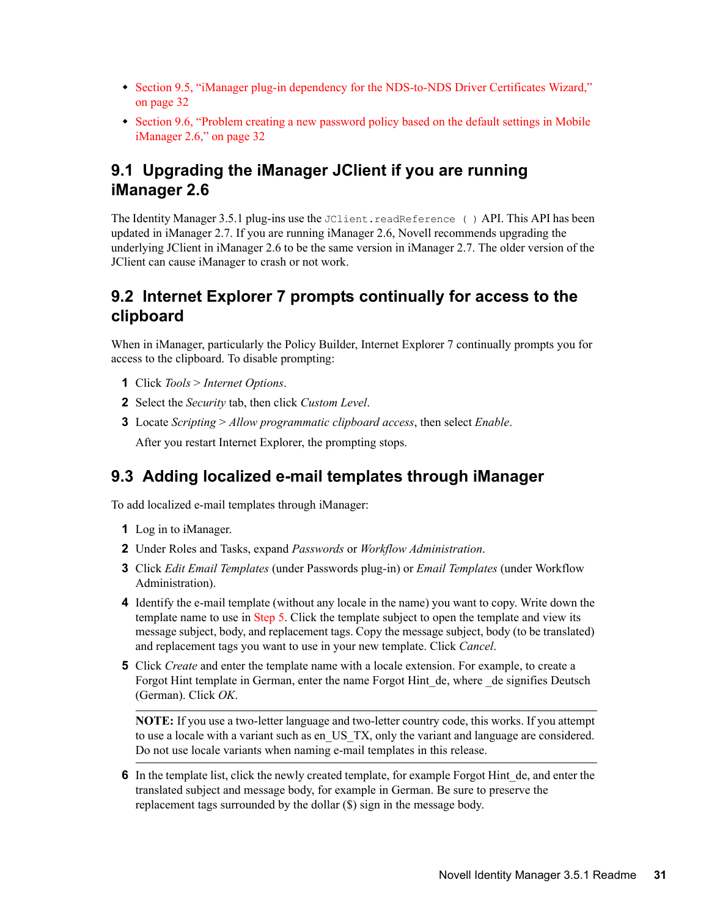- Section 9.5, "iManager plug-in dependency for the NDS-to-NDS Driver Certificates Wizard," on page 32
- Section 9.6, "Problem creating a new password policy based on the default settings in Mobile iManager 2.6," on page 32

## 9.1 Upgrading the iManager JClient if you are running iManager 2.6

The Identity Manager 3.5.1 plug-ins use the `JClient.readReference ( )` API. This API has been updated in iManager 2.7. If you are running iManager 2.6, Novell recommends upgrading the underlying JClient in iManager 2.6 to be the same version in iManager 2.7. The older version of the JClient can cause iManager to crash or not work.

## 9.2 Internet Explorer 7 prompts continually for access to the clipboard

When in iManager, particularly the Policy Builder, Internet Explorer 7 continually prompts you for access to the clipboard. To disable prompting:

1. Click *Tools* > *Internet Options*.
2. Select the *Security* tab, then click *Custom Level*.
3. Locate *Scripting* > *Allow programmatic clipboard access*, then select *Enable*.

   After you restart Internet Explorer, the prompting stops.

## 9.3 Adding localized e-mail templates through iManager

To add localized e-mail templates through iManager:

1. Log in to iManager.
2. Under Roles and Tasks, expand *Passwords* or *Workflow Administration*.
3. Click *Edit Email Templates* (under Passwords plug-in) or *Email Templates* (under Workflow Administration).
4. Identify the e-mail template (without any locale in the name) you want to copy. Write down the template name to use in Step 5. Click the template subject to open the template and view its message subject, body, and replacement tags. Copy the message subject, body (to be translated) and replacement tags you want to use in your new template. Click *Cancel*.
5. Click *Create* and enter the template name with a locale extension. For example, to create a Forgot Hint template in German, enter the name Forgot Hint_de, where _de signifies Deutsch (German). Click *OK*.

   **NOTE:** If you use a two-letter language and two-letter country code, this works. If you attempt to use a locale with a variant such as en_US_TX, only the variant and language are considered. Do not use locale variants when naming e-mail templates in this release.

6. In the template list, click the newly created template, for example Forgot Hint_de, and enter the translated subject and message body, for example in German. Be sure to preserve the replacement tags surrounded by the dollar ($) sign in the message body.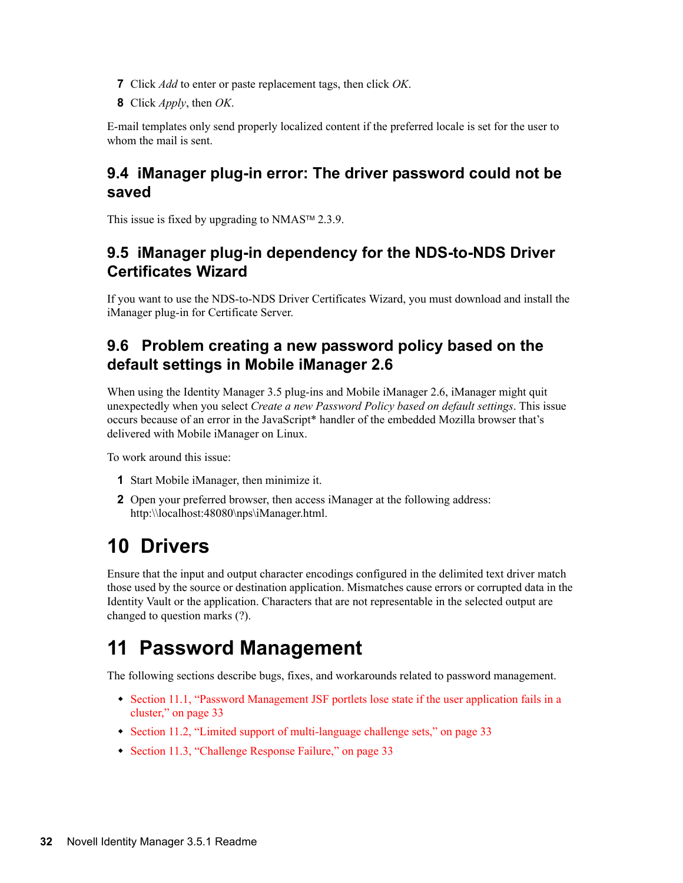7 Click *Add* to enter or paste replacement tags, then click *OK*.

8 Click *Apply*, then *OK*.

E-mail templates only send properly localized content if the preferred locale is set for the user to whom the mail is sent.

## 9.4 iManager plug-in error: The driver password could not be saved

This issue is fixed by upgrading to NMAS™ 2.3.9.

## 9.5 iManager plug-in dependency for the NDS-to-NDS Driver Certificates Wizard

If you want to use the NDS-to-NDS Driver Certificates Wizard, you must download and install the iManager plug-in for Certificate Server.

## 9.6 Problem creating a new password policy based on the default settings in Mobile iManager 2.6

When using the Identity Manager 3.5 plug-ins and Mobile iManager 2.6, iManager might quit unexpectedly when you select *Create a new Password Policy based on default settings*. This issue occurs because of an error in the JavaScript* handler of the embedded Mozilla browser that's delivered with Mobile iManager on Linux.

To work around this issue:

1 Start Mobile iManager, then minimize it.

2 Open your preferred browser, then access iManager at the following address: http:\\localhost:48080\nps\iManager.html.

# 10 Drivers

Ensure that the input and output character encodings configured in the delimited text driver match those used by the source or destination application. Mismatches cause errors or corrupted data in the Identity Vault or the application. Characters that are not representable in the selected output are changed to question marks (?).

# 11 Password Management

The following sections describe bugs, fixes, and workarounds related to password management.

- Section 11.1, "Password Management JSF portlets lose state if the user application fails in a cluster," on page 33
- Section 11.2, "Limited support of multi-language challenge sets," on page 33
- Section 11.3, "Challenge Response Failure," on page 33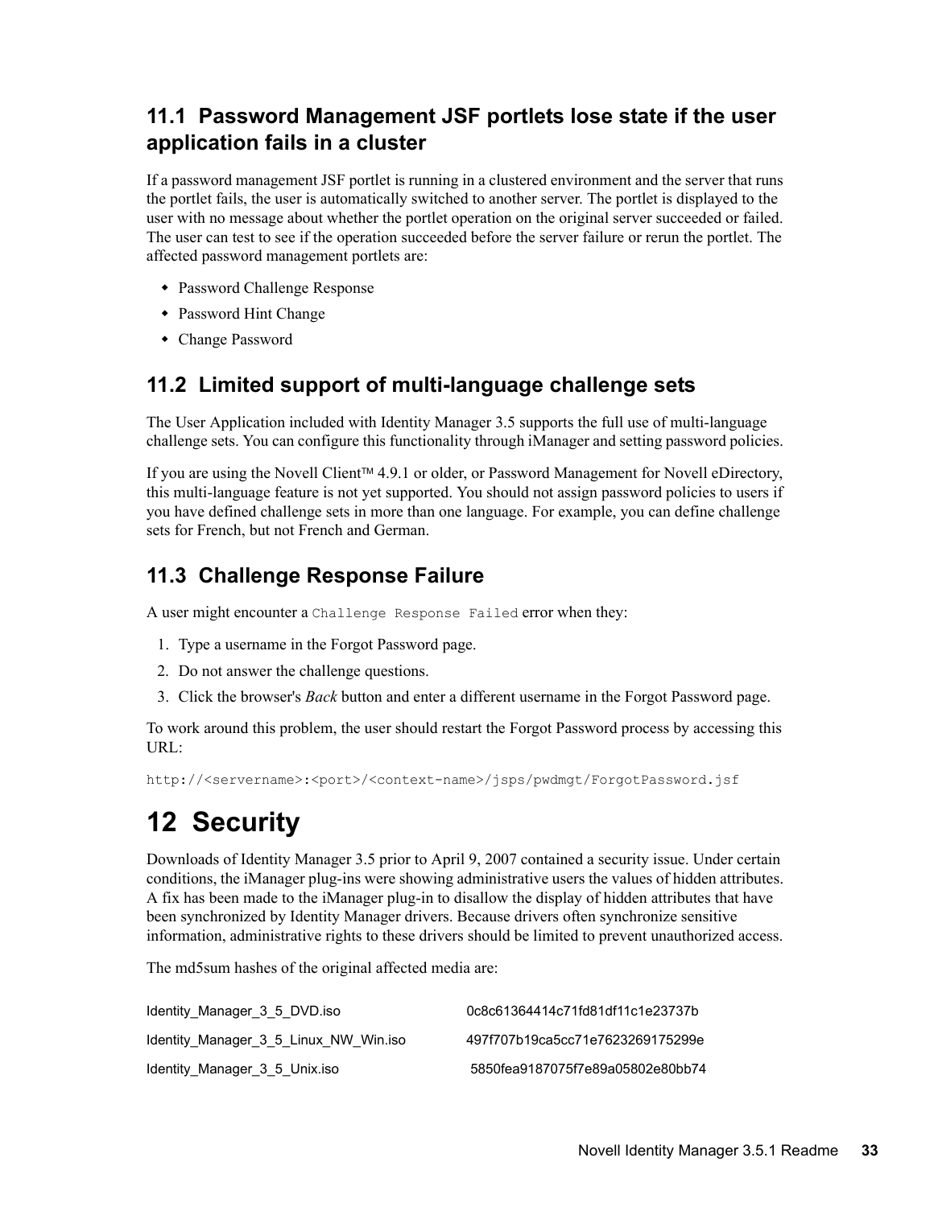### 11.1 Password Management JSF portlets lose state if the user application fails in a cluster

If a password management JSF portlet is running in a clustered environment and the server that runs the portlet fails, the user is automatically switched to another server. The portlet is displayed to the user with no message about whether the portlet operation on the original server succeeded or failed. The user can test to see if the operation succeeded before the server failure or rerun the portlet. The affected password management portlets are:

- Password Challenge Response
- Password Hint Change
- Change Password

### 11.2 Limited support of multi-language challenge sets

The User Application included with Identity Manager 3.5 supports the full use of multi-language challenge sets. You can configure this functionality through iManager and setting password policies.

If you are using the Novell Client™ 4.9.1 or older, or Password Management for Novell eDirectory, this multi-language feature is not yet supported. You should not assign password policies to users if you have defined challenge sets in more than one language. For example, you can define challenge sets for French, but not French and German.

### 11.3 Challenge Response Failure

A user might encounter a `Challenge Response Failed` error when they:

1. Type a username in the Forgot Password page.
2. Do not answer the challenge questions.
3. Click the browser's *Back* button and enter a different username in the Forgot Password page.

To work around this problem, the user should restart the Forgot Password process by accessing this URL:

```
http://<servername>:<port>/<context-name>/jsps/pwdmgt/ForgotPassword.jsf
```

# 12 Security

Downloads of Identity Manager 3.5 prior to April 9, 2007 contained a security issue. Under certain conditions, the iManager plug-ins were showing administrative users the values of hidden attributes. A fix has been made to the iManager plug-in to disallow the display of hidden attributes that have been synchronized by Identity Manager drivers. Because drivers often synchronize sensitive information, administrative rights to these drivers should be limited to prevent unauthorized access.

The md5sum hashes of the original affected media are:

| | |
|---|---|
| Identity_Manager_3_5_DVD.iso | 0c8c61364414c71fd81df11c1e23737b |
| Identity_Manager_3_5_Linux_NW_Win.iso | 497f707b19ca5cc71e7623269175299e |
| Identity_Manager_3_5_Unix.iso | 5850fea9187075f7e89a05802e80bb74 |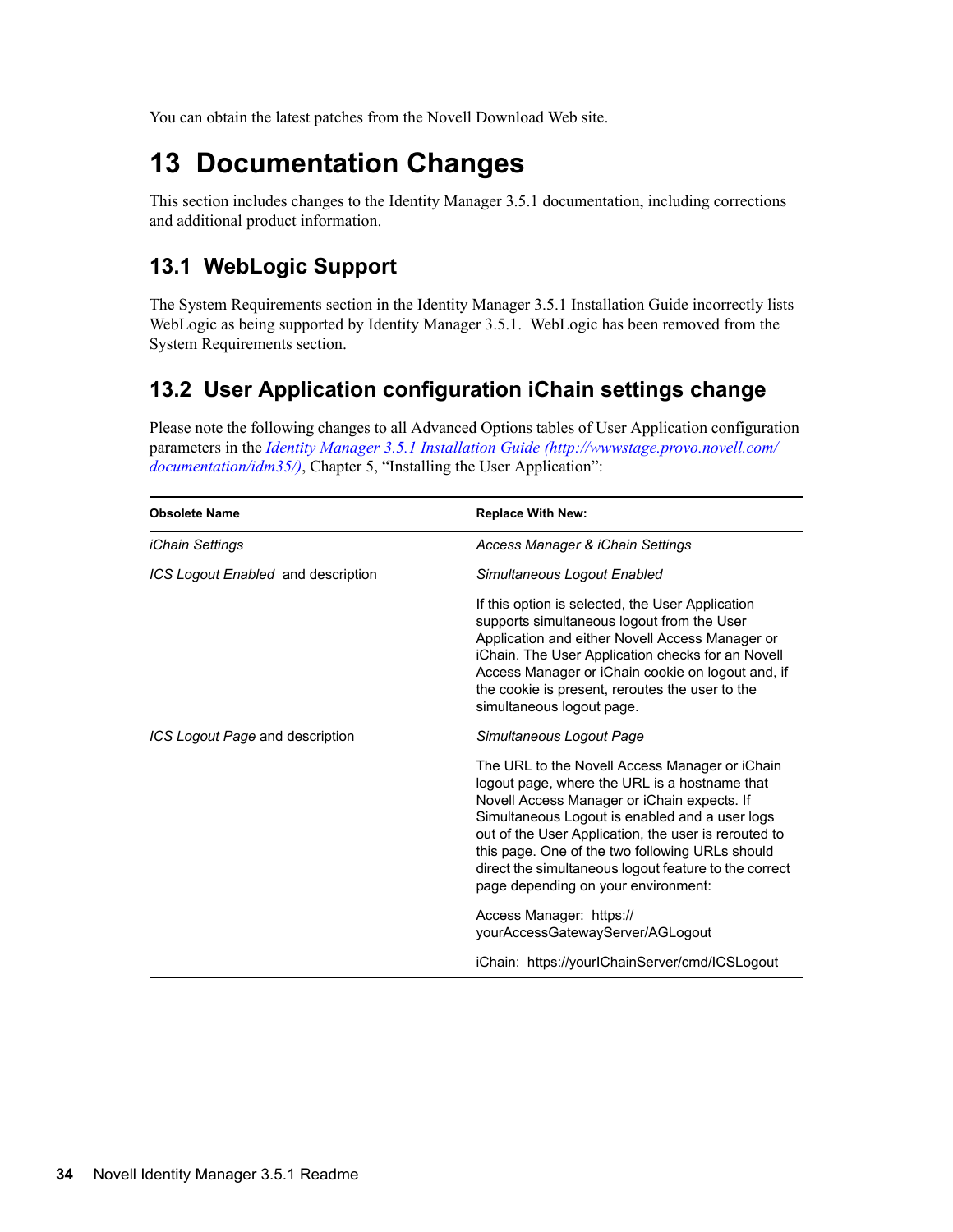You can obtain the latest patches from the Novell Download Web site.

# 13 Documentation Changes

This section includes changes to the Identity Manager 3.5.1 documentation, including corrections and additional product information.

## 13.1 WebLogic Support

The System Requirements section in the Identity Manager 3.5.1 Installation Guide incorrectly lists WebLogic as being supported by Identity Manager 3.5.1. WebLogic has been removed from the System Requirements section.

## 13.2 User Application configuration iChain settings change

Please note the following changes to all Advanced Options tables of User Application configuration parameters in the *Identity Manager 3.5.1 Installation Guide (http://wwwstage.provo.novell.com/documentation/idm35/)*, Chapter 5, "Installing the User Application":

| Obsolete Name | Replace With New: |
|---|---|
| *iChain Settings* | *Access Manager & iChain Settings* |
| *ICS Logout Enabled* and description | *Simultaneous Logout Enabled*<br><br>If this option is selected, the User Application supports simultaneous logout from the User Application and either Novell Access Manager or iChain. The User Application checks for an Novell Access Manager or iChain cookie on logout and, if the cookie is present, reroutes the user to the simultaneous logout page. |
| *ICS Logout Page* and description | *Simultaneous Logout Page*<br><br>The URL to the Novell Access Manager or iChain logout page, where the URL is a hostname that Novell Access Manager or iChain expects. If Simultaneous Logout is enabled and a user logs out of the User Application, the user is rerouted to this page. One of the two following URLs should direct the simultaneous logout feature to the correct page depending on your environment:<br><br>Access Manager: https://yourAccessGatewayServer/AGLogout<br><br>iChain: https://yourIChainServer/cmd/ICSLogout |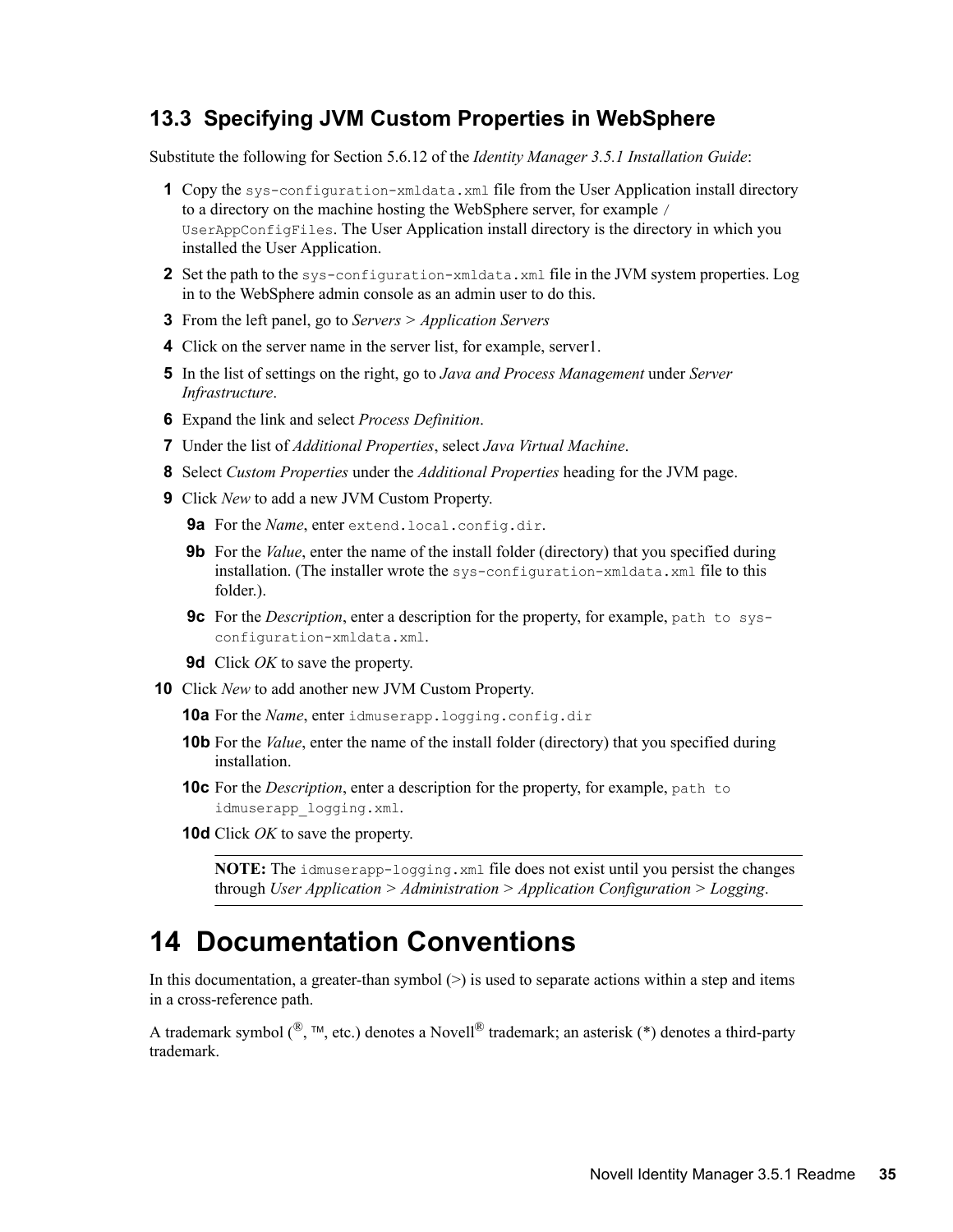## 13.3 Specifying JVM Custom Properties in WebSphere

Substitute the following for Section 5.6.12 of the *Identity Manager 3.5.1 Installation Guide*:

1. Copy the `sys-configuration-xmldata.xml` file from the User Application install directory to a directory on the machine hosting the WebSphere server, for example `/UserAppConfigFiles`. The User Application install directory is the directory in which you installed the User Application.
2. Set the path to the `sys-configuration-xmldata.xml` file in the JVM system properties. Log in to the WebSphere admin console as an admin user to do this.
3. From the left panel, go to *Servers* > *Application Servers*
4. Click on the server name in the server list, for example, server1.
5. In the list of settings on the right, go to *Java and Process Management* under *Server Infrastructure*.
6. Expand the link and select *Process Definition*.
7. Under the list of *Additional Properties*, select *Java Virtual Machine*.
8. Select *Custom Properties* under the *Additional Properties* heading for the JVM page.
9. Click *New* to add a new JVM Custom Property.
   - **9a** For the *Name*, enter `extend.local.config.dir`.
   - **9b** For the *Value*, enter the name of the install folder (directory) that you specified during installation. (The installer wrote the `sys-configuration-xmldata.xml` file to this folder.).
   - **9c** For the *Description*, enter a description for the property, for example, `path to sys-configuration-xmldata.xml`.
   - **9d** Click *OK* to save the property.
10. Click *New* to add another new JVM Custom Property.
    - **10a** For the *Name*, enter `idmuserapp.logging.config.dir`
    - **10b** For the *Value*, enter the name of the install folder (directory) that you specified during installation.
    - **10c** For the *Description*, enter a description for the property, for example, `path to idmuserapp_logging.xml`.
    - **10d** Click *OK* to save the property.

    **NOTE:** The `idmuserapp-logging.xml` file does not exist until you persist the changes through *User Application* > *Administration* > *Application Configuration* > *Logging*.

# 14 Documentation Conventions

In this documentation, a greater-than symbol (>) is used to separate actions within a step and items in a cross-reference path.

A trademark symbol (®, ™, etc.) denotes a Novell® trademark; an asterisk (*) denotes a third-party trademark.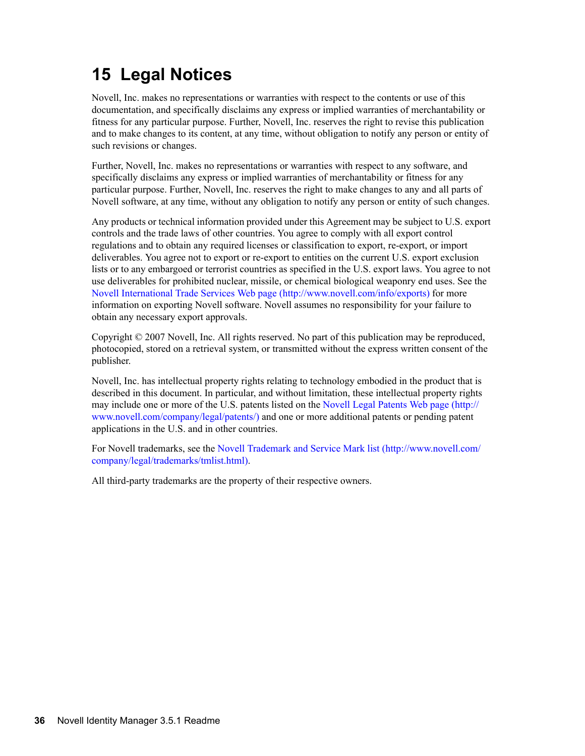# 15 Legal Notices

Novell, Inc. makes no representations or warranties with respect to the contents or use of this documentation, and specifically disclaims any express or implied warranties of merchantability or fitness for any particular purpose. Further, Novell, Inc. reserves the right to revise this publication and to make changes to its content, at any time, without obligation to notify any person or entity of such revisions or changes.

Further, Novell, Inc. makes no representations or warranties with respect to any software, and specifically disclaims any express or implied warranties of merchantability or fitness for any particular purpose. Further, Novell, Inc. reserves the right to make changes to any and all parts of Novell software, at any time, without any obligation to notify any person or entity of such changes.

Any products or technical information provided under this Agreement may be subject to U.S. export controls and the trade laws of other countries. You agree to comply with all export control regulations and to obtain any required licenses or classification to export, re-export, or import deliverables. You agree not to export or re-export to entities on the current U.S. export exclusion lists or to any embargoed or terrorist countries as specified in the U.S. export laws. You agree to not use deliverables for prohibited nuclear, missile, or chemical biological weaponry end uses. See the Novell International Trade Services Web page (http://www.novell.com/info/exports) for more information on exporting Novell software. Novell assumes no responsibility for your failure to obtain any necessary export approvals.

Copyright © 2007 Novell, Inc. All rights reserved. No part of this publication may be reproduced, photocopied, stored on a retrieval system, or transmitted without the express written consent of the publisher.

Novell, Inc. has intellectual property rights relating to technology embodied in the product that is described in this document. In particular, and without limitation, these intellectual property rights may include one or more of the U.S. patents listed on the Novell Legal Patents Web page (http://www.novell.com/company/legal/patents/) and one or more additional patents or pending patent applications in the U.S. and in other countries.

For Novell trademarks, see the Novell Trademark and Service Mark list (http://www.novell.com/company/legal/trademarks/tmlist.html).

All third-party trademarks are the property of their respective owners.